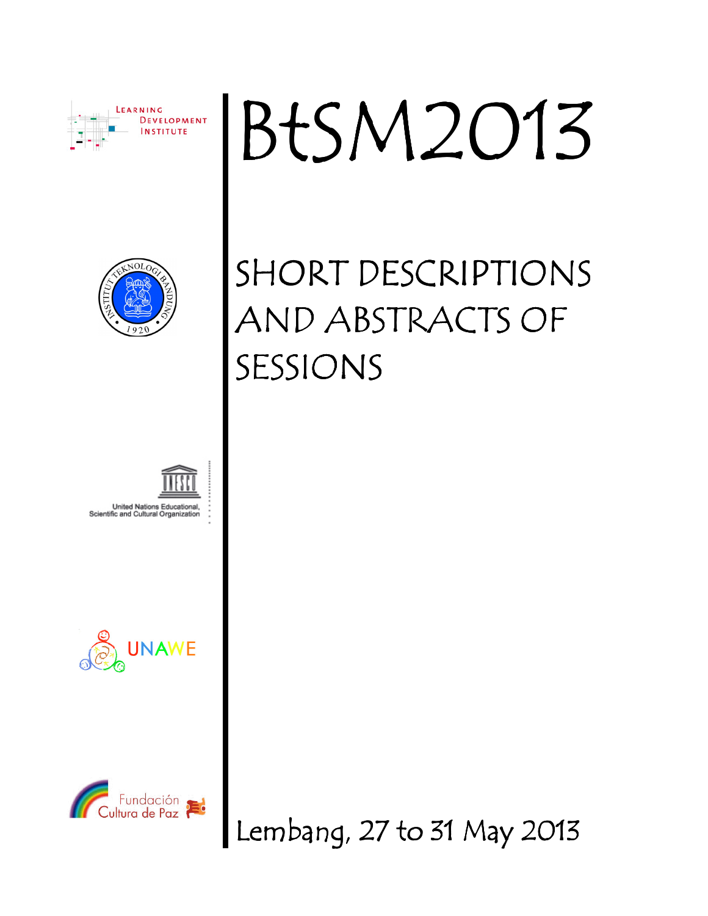Learning Development Institute

Institut Teknologi Bandung 1920

United Nations Educational, Scientific and Cultural Organization

UNAWE

Fundación Cultura de Paz

# BtSM2013

## SHORT DESCRIPTIONS AND ABSTRACTS OF SESSIONS

Lembang, 27 to 31 May 2013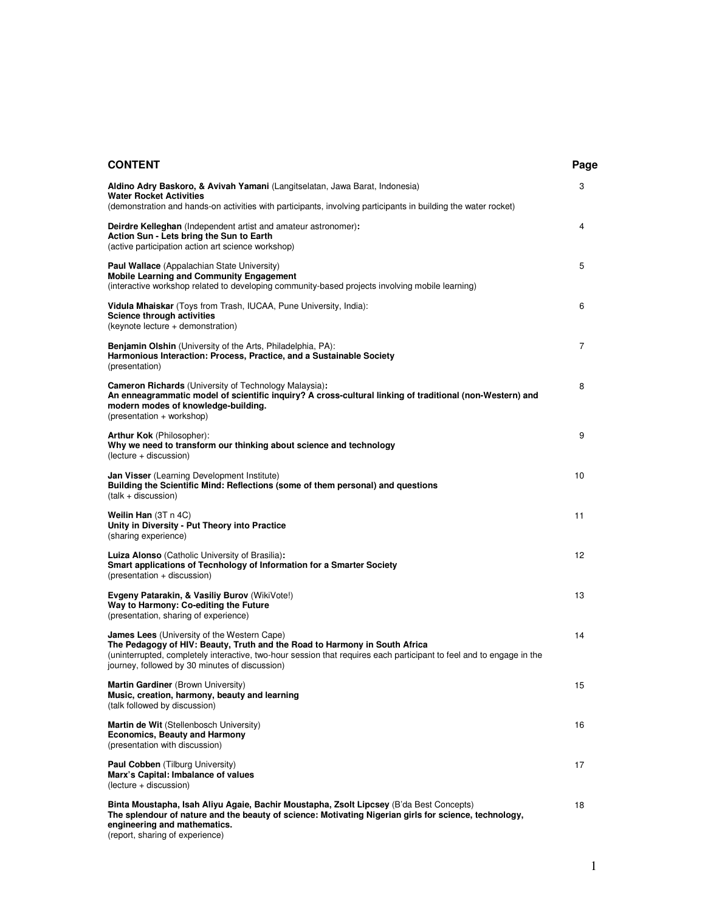## CONTENT

| | Page |
|---|---|
| **Aldino Adry Baskoro, & Avivah Yamani** (Langitselatan, Jawa Barat, Indonesia)<br>**Water Rocket Activities**<br>(demonstration and hands-on activities with participants, involving participants in building the water rocket) | 3 |
| **Deirdre Kelleghan** (Independent artist and amateur astronomer)**:**<br>**Action Sun - Lets bring the Sun to Earth**<br>(active participation action art science workshop) | 4 |
| **Paul Wallace** (Appalachian State University)<br>**Mobile Learning and Community Engagement**<br>(interactive workshop related to developing community-based projects involving mobile learning) | 5 |
| **Vidula Mhaiskar** (Toys from Trash, IUCAA, Pune University, India):<br>**Science through activities**<br>(keynote lecture + demonstration) | 6 |
| **Benjamin Olshin** (University of the Arts, Philadelphia, PA):<br>**Harmonious Interaction: Process, Practice, and a Sustainable Society**<br>(presentation) | 7 |
| **Cameron Richards** (University of Technology Malaysia)**:**<br>**An enneagrammatic model of scientific inquiry? A cross-cultural linking of traditional (non-Western) and modern modes of knowledge-building.**<br>(presentation + workshop) | 8 |
| **Arthur Kok** (Philosopher):<br>**Why we need to transform our thinking about science and technology**<br>(lecture + discussion) | 9 |
| **Jan Visser** (Learning Development Institute)<br>**Building the Scientific Mind: Reflections (some of them personal) and questions**<br>(talk + discussion) | 10 |
| **Weilin Han** (3T n 4C)<br>**Unity in Diversity - Put Theory into Practice**<br>(sharing experience) | 11 |
| **Luiza Alonso** (Catholic University of Brasilia)**:**<br>**Smart applications of Tecnhology of Information for a Smarter Society**<br>(presentation + discussion) | 12 |
| **Evgeny Patarakin, & Vasiliy Burov** (WikiVote!)<br>**Way to Harmony: Co-editing the Future**<br>(presentation, sharing of experience) | 13 |
| **James Lees** (University of the Western Cape)<br>**The Pedagogy of HIV: Beauty, Truth and the Road to Harmony in South Africa**<br>(uninterrupted, completely interactive, two-hour session that requires each participant to feel and to engage in the journey, followed by 30 minutes of discussion) | 14 |
| **Martin Gardiner** (Brown University)<br>**Music, creation, harmony, beauty and learning**<br>(talk followed by discussion) | 15 |
| **Martin de Wit** (Stellenbosch University)<br>**Economics, Beauty and Harmony**<br>(presentation with discussion) | 16 |
| **Paul Cobben** (Tilburg University)<br>**Marx's Capital: Imbalance of values**<br>(lecture + discussion) | 17 |
| **Binta Moustapha, Isah Aliyu Agaie, Bachir Moustapha, Zsolt Lipcsey** (B'da Best Concepts)<br>**The splendour of nature and the beauty of science: Motivating Nigerian girls for science, technology, engineering and mathematics.**<br>(report, sharing of experience) | 18 |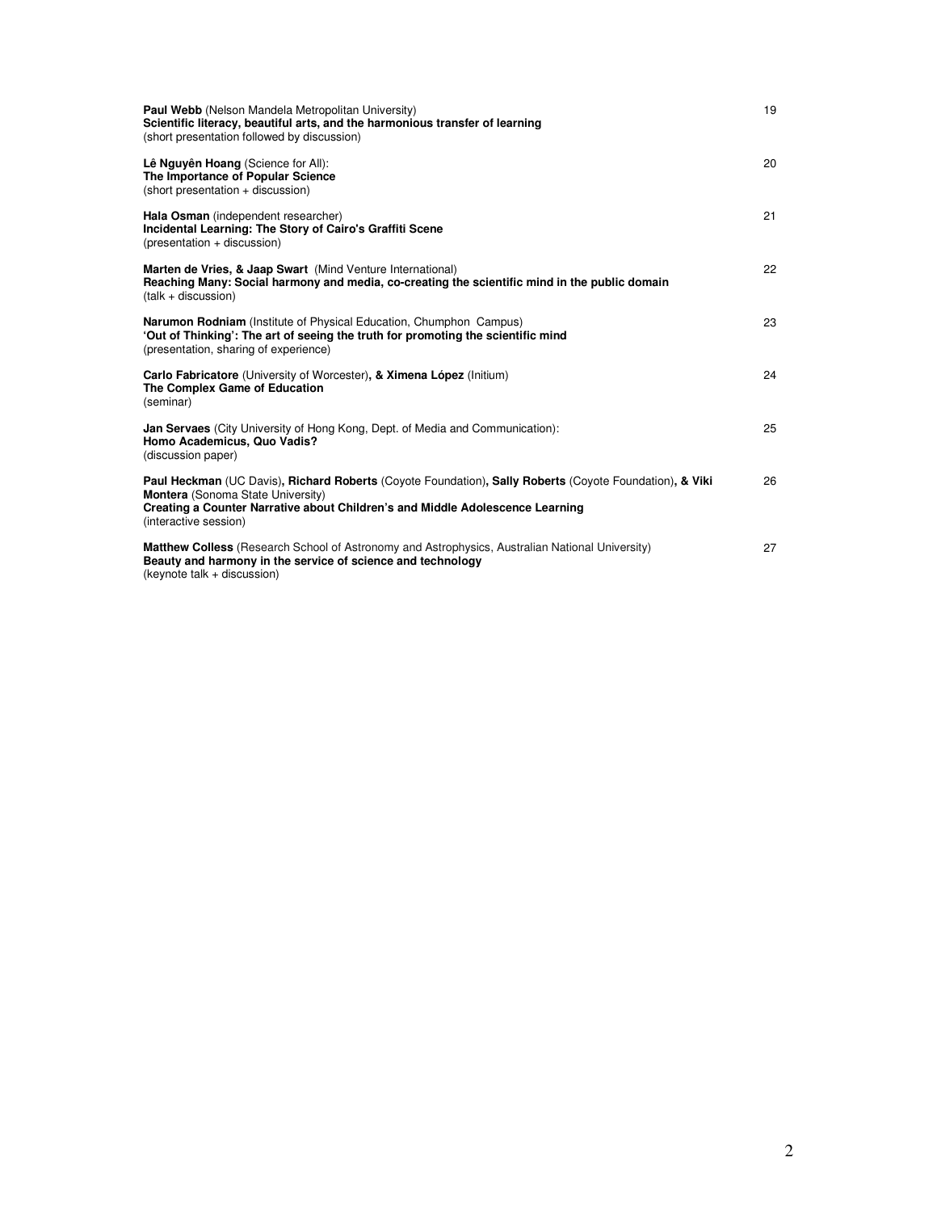**Paul Webb** (Nelson Mandela Metropolitan University)
**Scientific literacy, beautiful arts, and the harmonious transfer of learning**
(short presentation followed by discussion) — 19

**Lê Nguyên Hoang** (Science for All):
**The Importance of Popular Science**
(short presentation + discussion) — 20

**Hala Osman** (independent researcher)
**Incidental Learning: The Story of Cairo's Graffiti Scene**
(presentation + discussion) — 21

**Marten de Vries, & Jaap Swart** (Mind Venture International)
**Reaching Many: Social harmony and media, co-creating the scientific mind in the public domain**
(talk + discussion) — 22

**Narumon Rodniam** (Institute of Physical Education, Chumphon Campus)
**'Out of Thinking': The art of seeing the truth for promoting the scientific mind**
(presentation, sharing of experience) — 23

**Carlo Fabricatore** (University of Worcester)**, & Ximena López** (Initium)
**The Complex Game of Education**
(seminar) — 24

**Jan Servaes** (City University of Hong Kong, Dept. of Media and Communication):
**Homo Academicus, Quo Vadis?**
(discussion paper) — 25

**Paul Heckman** (UC Davis)**, Richard Roberts** (Coyote Foundation)**, Sally Roberts** (Coyote Foundation)**, & Viki Montera** (Sonoma State University)
**Creating a Counter Narrative about Children's and Middle Adolescence Learning**
(interactive session) — 26

**Matthew Colless** (Research School of Astronomy and Astrophysics, Australian National University)
**Beauty and harmony in the service of science and technology**
(keynote talk + discussion) — 27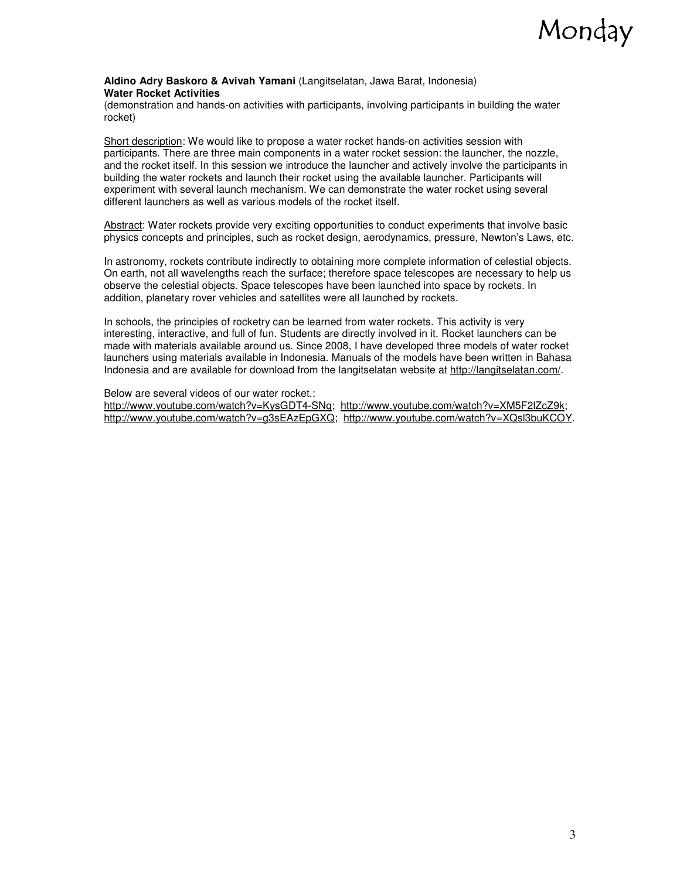**Aldino Adry Baskoro & Avivah Yamani** (Langitselatan, Jawa Barat, Indonesia)
**Water Rocket Activities**
(demonstration and hands-on activities with participants, involving participants in building the water rocket)

Short description: We would like to propose a water rocket hands-on activities session with participants. There are three main components in a water rocket session: the launcher, the nozzle, and the rocket itself. In this session we introduce the launcher and actively involve the participants in building the water rockets and launch their rocket using the available launcher. Participants will experiment with several launch mechanism. We can demonstrate the water rocket using several different launchers as well as various models of the rocket itself.

Abstract: Water rockets provide very exciting opportunities to conduct experiments that involve basic physics concepts and principles, such as rocket design, aerodynamics, pressure, Newton's Laws, etc.

In astronomy, rockets contribute indirectly to obtaining more complete information of celestial objects. On earth, not all wavelengths reach the surface; therefore space telescopes are necessary to help us observe the celestial objects. Space telescopes have been launched into space by rockets. In addition, planetary rover vehicles and satellites were all launched by rockets.

In schools, the principles of rocketry can be learned from water rockets. This activity is very interesting, interactive, and full of fun. Students are directly involved in it. Rocket launchers can be made with materials available around us. Since 2008, I have developed three models of water rocket launchers using materials available in Indonesia. Manuals of the models have been written in Bahasa Indonesia and are available for download from the langitselatan website at http://langitselatan.com/.

Below are several videos of our water rocket.:
http://www.youtube.com/watch?v=KysGDT4-SNg; http://www.youtube.com/watch?v=XM5F2lZcZ9k; http://www.youtube.com/watch?v=g3sEAzEpGXQ; http://www.youtube.com/watch?v=XQsl3buKCOY.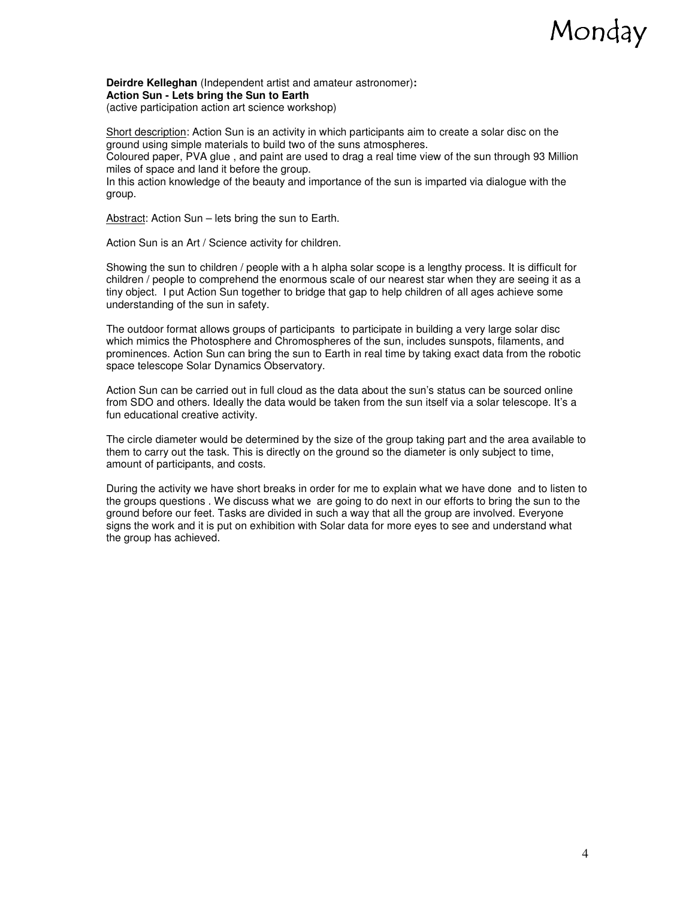**Deirdre Kelleghan** (Independent artist and amateur astronomer)**:**
**Action Sun - Lets bring the Sun to Earth**
(active participation action art science workshop)

Short description: Action Sun is an activity in which participants aim to create a solar disc on the ground using simple materials to build two of the suns atmospheres.
Coloured paper, PVA glue , and paint are used to drag a real time view of the sun through 93 Million miles of space and land it before the group.
In this action knowledge of the beauty and importance of the sun is imparted via dialogue with the group.

Abstract: Action Sun – lets bring the sun to Earth.

Action Sun is an Art / Science activity for children.

Showing the sun to children / people with a h alpha solar scope is a lengthy process. It is difficult for children / people to comprehend the enormous scale of our nearest star when they are seeing it as a tiny object. I put Action Sun together to bridge that gap to help children of all ages achieve some understanding of the sun in safety.

The outdoor format allows groups of participants to participate in building a very large solar disc which mimics the Photosphere and Chromospheres of the sun, includes sunspots, filaments, and prominences. Action Sun can bring the sun to Earth in real time by taking exact data from the robotic space telescope Solar Dynamics Observatory.

Action Sun can be carried out in full cloud as the data about the sun's status can be sourced online from SDO and others. Ideally the data would be taken from the sun itself via a solar telescope. It's a fun educational creative activity.

The circle diameter would be determined by the size of the group taking part and the area available to them to carry out the task. This is directly on the ground so the diameter is only subject to time, amount of participants, and costs.

During the activity we have short breaks in order for me to explain what we have done and to listen to the groups questions . We discuss what we are going to do next in our efforts to bring the sun to the ground before our feet. Tasks are divided in such a way that all the group are involved. Everyone signs the work and it is put on exhibition with Solar data for more eyes to see and understand what the group has achieved.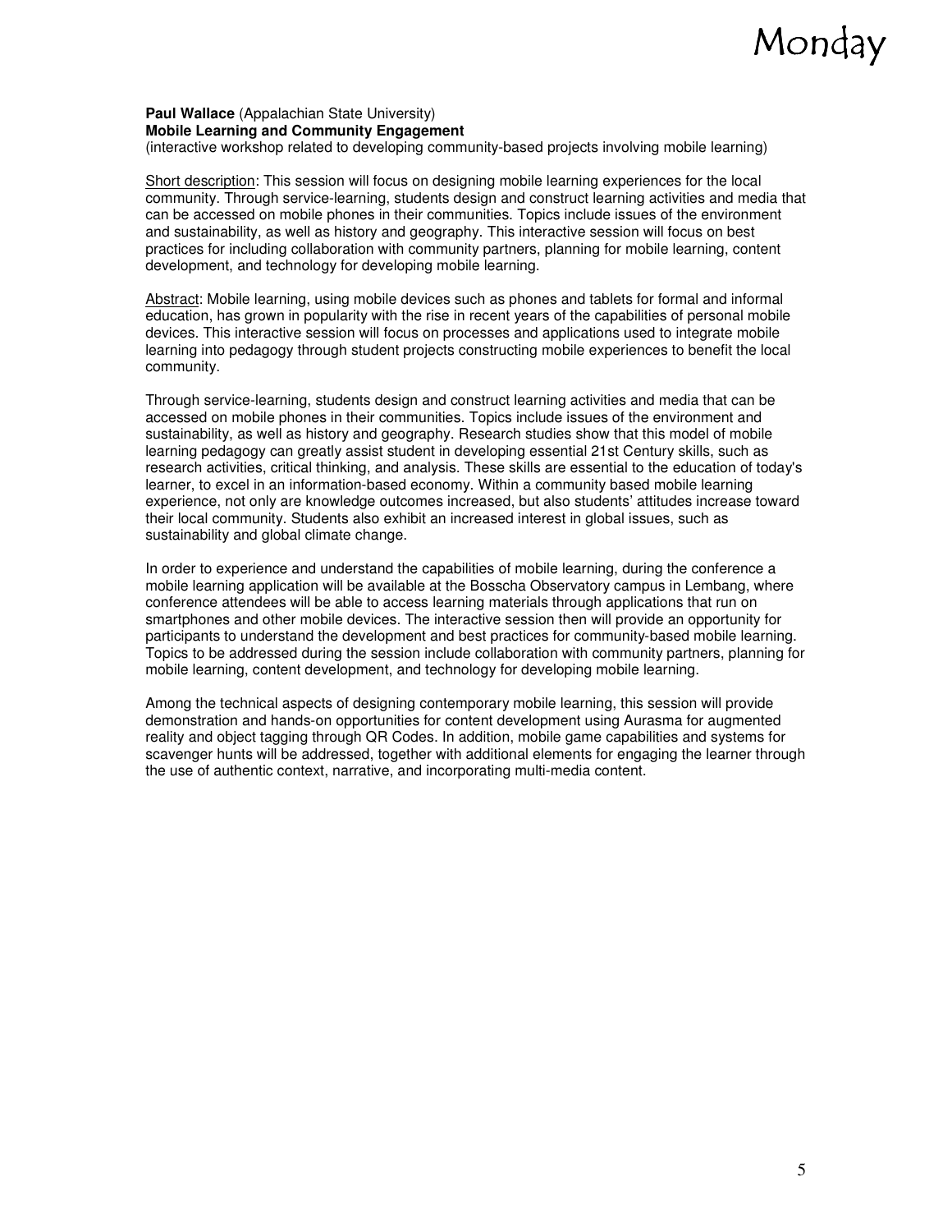**Paul Wallace** (Appalachian State University)
**Mobile Learning and Community Engagement**
(interactive workshop related to developing community-based projects involving mobile learning)

Short description: This session will focus on designing mobile learning experiences for the local community. Through service-learning, students design and construct learning activities and media that can be accessed on mobile phones in their communities. Topics include issues of the environment and sustainability, as well as history and geography. This interactive session will focus on best practices for including collaboration with community partners, planning for mobile learning, content development, and technology for developing mobile learning.

Abstract: Mobile learning, using mobile devices such as phones and tablets for formal and informal education, has grown in popularity with the rise in recent years of the capabilities of personal mobile devices. This interactive session will focus on processes and applications used to integrate mobile learning into pedagogy through student projects constructing mobile experiences to benefit the local community.

Through service-learning, students design and construct learning activities and media that can be accessed on mobile phones in their communities. Topics include issues of the environment and sustainability, as well as history and geography. Research studies show that this model of mobile learning pedagogy can greatly assist student in developing essential 21st Century skills, such as research activities, critical thinking, and analysis. These skills are essential to the education of today's learner, to excel in an information-based economy. Within a community based mobile learning experience, not only are knowledge outcomes increased, but also students' attitudes increase toward their local community. Students also exhibit an increased interest in global issues, such as sustainability and global climate change.

In order to experience and understand the capabilities of mobile learning, during the conference a mobile learning application will be available at the Bosscha Observatory campus in Lembang, where conference attendees will be able to access learning materials through applications that run on smartphones and other mobile devices. The interactive session then will provide an opportunity for participants to understand the development and best practices for community-based mobile learning. Topics to be addressed during the session include collaboration with community partners, planning for mobile learning, content development, and technology for developing mobile learning.

Among the technical aspects of designing contemporary mobile learning, this session will provide demonstration and hands-on opportunities for content development using Aurasma for augmented reality and object tagging through QR Codes. In addition, mobile game capabilities and systems for scavenger hunts will be addressed, together with additional elements for engaging the learner through the use of authentic context, narrative, and incorporating multi-media content.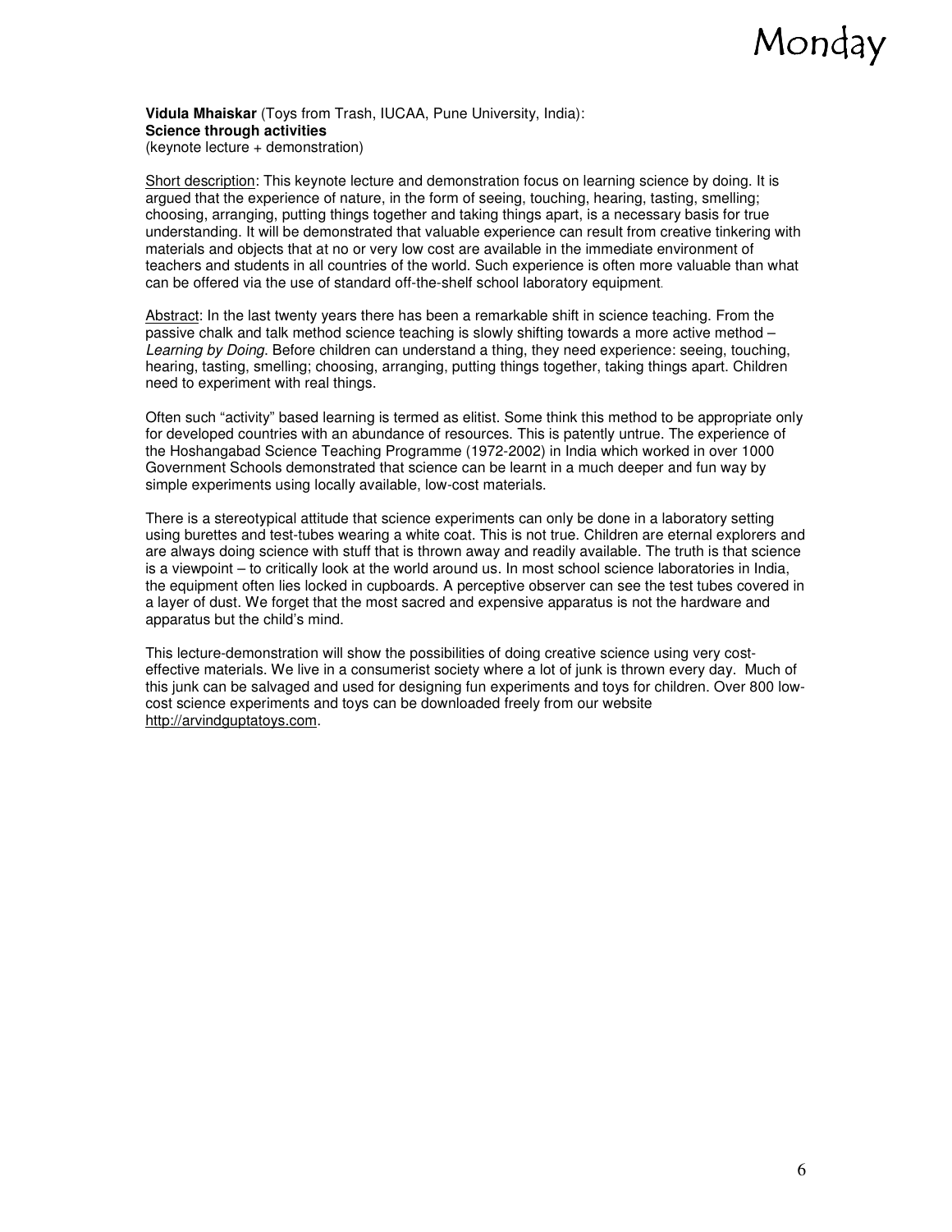**Vidula Mhaiskar** (Toys from Trash, IUCAA, Pune University, India):
**Science through activities**
(keynote lecture + demonstration)

Short description: This keynote lecture and demonstration focus on learning science by doing. It is argued that the experience of nature, in the form of seeing, touching, hearing, tasting, smelling; choosing, arranging, putting things together and taking things apart, is a necessary basis for true understanding. It will be demonstrated that valuable experience can result from creative tinkering with materials and objects that at no or very low cost are available in the immediate environment of teachers and students in all countries of the world. Such experience is often more valuable than what can be offered via the use of standard off-the-shelf school laboratory equipment.

Abstract: In the last twenty years there has been a remarkable shift in science teaching. From the passive chalk and talk method science teaching is slowly shifting towards a more active method – *Learning by Doing*. Before children can understand a thing, they need experience: seeing, touching, hearing, tasting, smelling; choosing, arranging, putting things together, taking things apart. Children need to experiment with real things.

Often such "activity" based learning is termed as elitist. Some think this method to be appropriate only for developed countries with an abundance of resources. This is patently untrue. The experience of the Hoshangabad Science Teaching Programme (1972-2002) in India which worked in over 1000 Government Schools demonstrated that science can be learnt in a much deeper and fun way by simple experiments using locally available, low-cost materials.

There is a stereotypical attitude that science experiments can only be done in a laboratory setting using burettes and test-tubes wearing a white coat. This is not true. Children are eternal explorers and are always doing science with stuff that is thrown away and readily available. The truth is that science is a viewpoint – to critically look at the world around us. In most school science laboratories in India, the equipment often lies locked in cupboards. A perceptive observer can see the test tubes covered in a layer of dust. We forget that the most sacred and expensive apparatus is not the hardware and apparatus but the child's mind.

This lecture-demonstration will show the possibilities of doing creative science using very cost-effective materials. We live in a consumerist society where a lot of junk is thrown every day. Much of this junk can be salvaged and used for designing fun experiments and toys for children. Over 800 low-cost science experiments and toys can be downloaded freely from our website http://arvindguptatoys.com.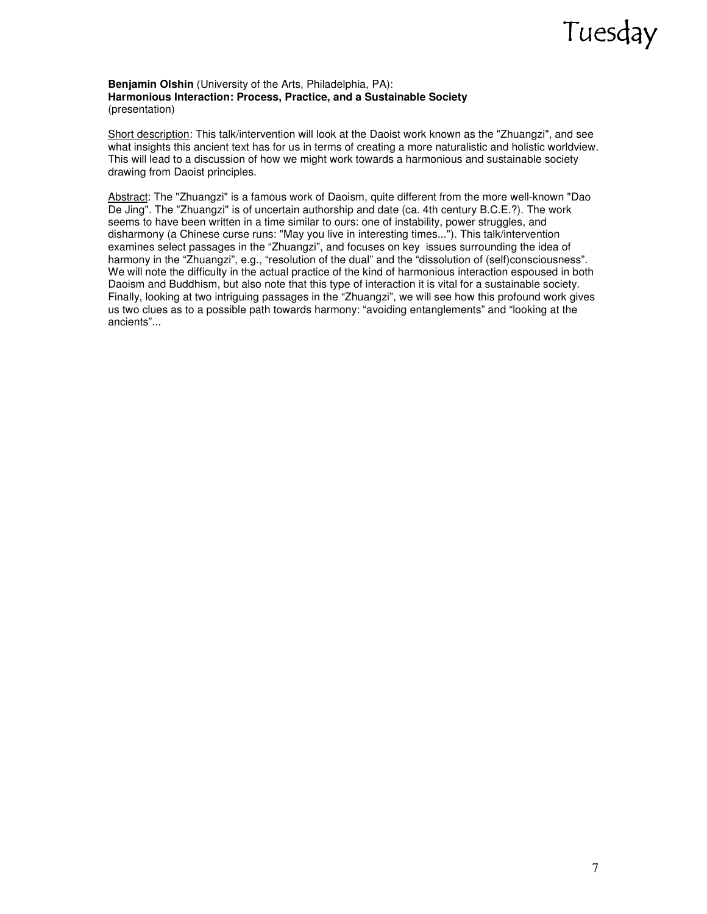**Benjamin Olshin** (University of the Arts, Philadelphia, PA):
**Harmonious Interaction: Process, Practice, and a Sustainable Society**
(presentation)

Short description: This talk/intervention will look at the Daoist work known as the "Zhuangzi", and see what insights this ancient text has for us in terms of creating a more naturalistic and holistic worldview. This will lead to a discussion of how we might work towards a harmonious and sustainable society drawing from Daoist principles.

Abstract: The "Zhuangzi" is a famous work of Daoism, quite different from the more well-known "Dao De Jing". The "Zhuangzi" is of uncertain authorship and date (ca. 4th century B.C.E.?). The work seems to have been written in a time similar to ours: one of instability, power struggles, and disharmony (a Chinese curse runs: "May you live in interesting times..."). This talk/intervention examines select passages in the "Zhuangzi", and focuses on key issues surrounding the idea of harmony in the "Zhuangzi", e.g., "resolution of the dual" and the "dissolution of (self)consciousness". We will note the difficulty in the actual practice of the kind of harmonious interaction espoused in both Daoism and Buddhism, but also note that this type of interaction it is vital for a sustainable society. Finally, looking at two intriguing passages in the "Zhuangzi", we will see how this profound work gives us two clues as to a possible path towards harmony: "avoiding entanglements" and "looking at the ancients"...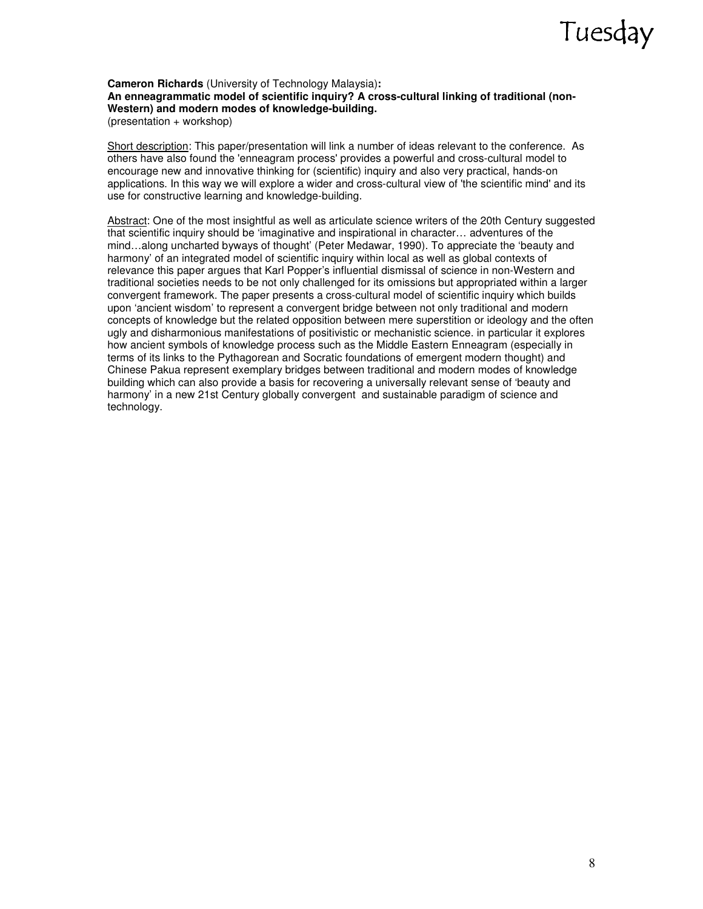**Cameron Richards** (University of Technology Malaysia)**:**
**An enneagrammatic model of scientific inquiry? A cross-cultural linking of traditional (non-Western) and modern modes of knowledge-building.**
(presentation + workshop)

Short description: This paper/presentation will link a number of ideas relevant to the conference. As others have also found the 'enneagram process' provides a powerful and cross-cultural model to encourage new and innovative thinking for (scientific) inquiry and also very practical, hands-on applications. In this way we will explore a wider and cross-cultural view of 'the scientific mind' and its use for constructive learning and knowledge-building.

Abstract: One of the most insightful as well as articulate science writers of the 20th Century suggested that scientific inquiry should be 'imaginative and inspirational in character… adventures of the mind…along uncharted byways of thought' (Peter Medawar, 1990). To appreciate the 'beauty and harmony' of an integrated model of scientific inquiry within local as well as global contexts of relevance this paper argues that Karl Popper's influential dismissal of science in non-Western and traditional societies needs to be not only challenged for its omissions but appropriated within a larger convergent framework. The paper presents a cross-cultural model of scientific inquiry which builds upon 'ancient wisdom' to represent a convergent bridge between not only traditional and modern concepts of knowledge but the related opposition between mere superstition or ideology and the often ugly and disharmonious manifestations of positivistic or mechanistic science. in particular it explores how ancient symbols of knowledge process such as the Middle Eastern Enneagram (especially in terms of its links to the Pythagorean and Socratic foundations of emergent modern thought) and Chinese Pakua represent exemplary bridges between traditional and modern modes of knowledge building which can also provide a basis for recovering a universally relevant sense of 'beauty and harmony' in a new 21st Century globally convergent and sustainable paradigm of science and technology.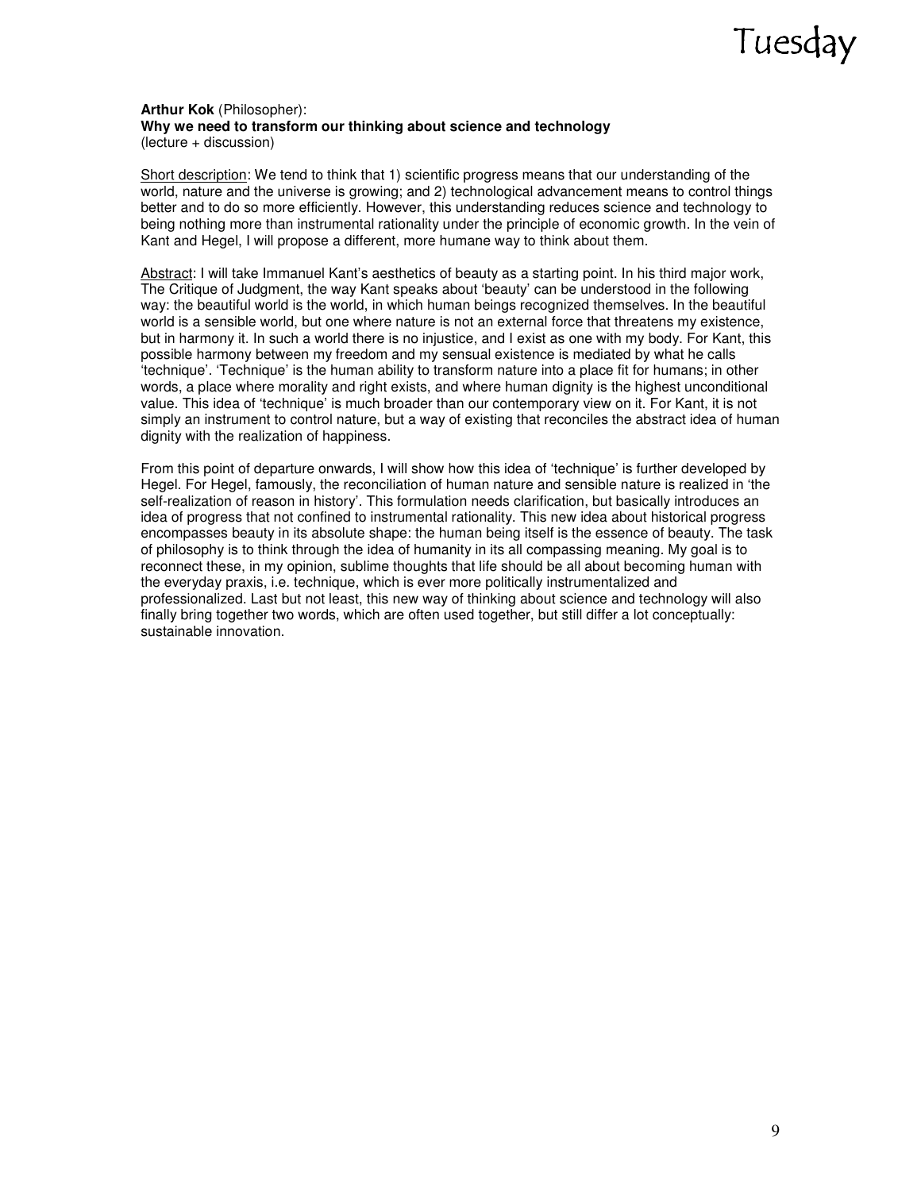**Arthur Kok** (Philosopher):
**Why we need to transform our thinking about science and technology**
(lecture + discussion)

Short description: We tend to think that 1) scientific progress means that our understanding of the world, nature and the universe is growing; and 2) technological advancement means to control things better and to do so more efficiently. However, this understanding reduces science and technology to being nothing more than instrumental rationality under the principle of economic growth. In the vein of Kant and Hegel, I will propose a different, more humane way to think about them.

Abstract: I will take Immanuel Kant's aesthetics of beauty as a starting point. In his third major work, The Critique of Judgment, the way Kant speaks about 'beauty' can be understood in the following way: the beautiful world is the world, in which human beings recognized themselves. In the beautiful world is a sensible world, but one where nature is not an external force that threatens my existence, but in harmony it. In such a world there is no injustice, and I exist as one with my body. For Kant, this possible harmony between my freedom and my sensual existence is mediated by what he calls 'technique'. 'Technique' is the human ability to transform nature into a place fit for humans; in other words, a place where morality and right exists, and where human dignity is the highest unconditional value. This idea of 'technique' is much broader than our contemporary view on it. For Kant, it is not simply an instrument to control nature, but a way of existing that reconciles the abstract idea of human dignity with the realization of happiness.

From this point of departure onwards, I will show how this idea of 'technique' is further developed by Hegel. For Hegel, famously, the reconciliation of human nature and sensible nature is realized in 'the self-realization of reason in history'. This formulation needs clarification, but basically introduces an idea of progress that not confined to instrumental rationality. This new idea about historical progress encompasses beauty in its absolute shape: the human being itself is the essence of beauty. The task of philosophy is to think through the idea of humanity in its all compassing meaning. My goal is to reconnect these, in my opinion, sublime thoughts that life should be all about becoming human with the everyday praxis, i.e. technique, which is ever more politically instrumentalized and professionalized. Last but not least, this new way of thinking about science and technology will also finally bring together two words, which are often used together, but still differ a lot conceptually: sustainable innovation.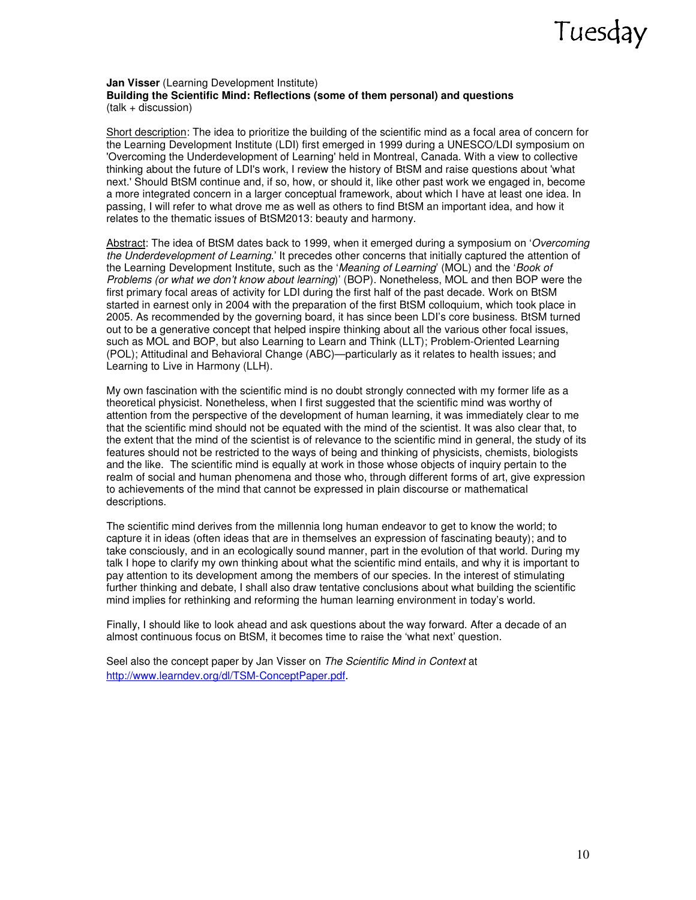**Jan Visser** (Learning Development Institute)
**Building the Scientific Mind: Reflections (some of them personal) and questions**
(talk + discussion)

Short description: The idea to prioritize the building of the scientific mind as a focal area of concern for the Learning Development Institute (LDI) first emerged in 1999 during a UNESCO/LDI symposium on 'Overcoming the Underdevelopment of Learning' held in Montreal, Canada. With a view to collective thinking about the future of LDI's work, I review the history of BtSM and raise questions about 'what next.' Should BtSM continue and, if so, how, or should it, like other past work we engaged in, become a more integrated concern in a larger conceptual framework, about which I have at least one idea. In passing, I will refer to what drove me as well as others to find BtSM an important idea, and how it relates to the thematic issues of BtSM2013: beauty and harmony.

Abstract: The idea of BtSM dates back to 1999, when it emerged during a symposium on '*Overcoming the Underdevelopment of Learning*.' It precedes other concerns that initially captured the attention of the Learning Development Institute, such as the '*Meaning of Learning*' (MOL) and the '*Book of Problems (or what we don't know about learning)*' (BOP). Nonetheless, MOL and then BOP were the first primary focal areas of activity for LDI during the first half of the past decade. Work on BtSM started in earnest only in 2004 with the preparation of the first BtSM colloquium, which took place in 2005. As recommended by the governing board, it has since been LDI's core business. BtSM turned out to be a generative concept that helped inspire thinking about all the various other focal issues, such as MOL and BOP, but also Learning to Learn and Think (LLT); Problem-Oriented Learning (POL); Attitudinal and Behavioral Change (ABC)—particularly as it relates to health issues; and Learning to Live in Harmony (LLH).

My own fascination with the scientific mind is no doubt strongly connected with my former life as a theoretical physicist. Nonetheless, when I first suggested that the scientific mind was worthy of attention from the perspective of the development of human learning, it was immediately clear to me that the scientific mind should not be equated with the mind of the scientist. It was also clear that, to the extent that the mind of the scientist is of relevance to the scientific mind in general, the study of its features should not be restricted to the ways of being and thinking of physicists, chemists, biologists and the like. The scientific mind is equally at work in those whose objects of inquiry pertain to the realm of social and human phenomena and those who, through different forms of art, give expression to achievements of the mind that cannot be expressed in plain discourse or mathematical descriptions.

The scientific mind derives from the millennia long human endeavor to get to know the world; to capture it in ideas (often ideas that are in themselves an expression of fascinating beauty); and to take consciously, and in an ecologically sound manner, part in the evolution of that world. During my talk I hope to clarify my own thinking about what the scientific mind entails, and why it is important to pay attention to its development among the members of our species. In the interest of stimulating further thinking and debate, I shall also draw tentative conclusions about what building the scientific mind implies for rethinking and reforming the human learning environment in today's world.

Finally, I should like to look ahead and ask questions about the way forward. After a decade of an almost continuous focus on BtSM, it becomes time to raise the 'what next' question.

Seel also the concept paper by Jan Visser on *The Scientific Mind in Context* at http://www.learndev.org/dl/TSM-ConceptPaper.pdf.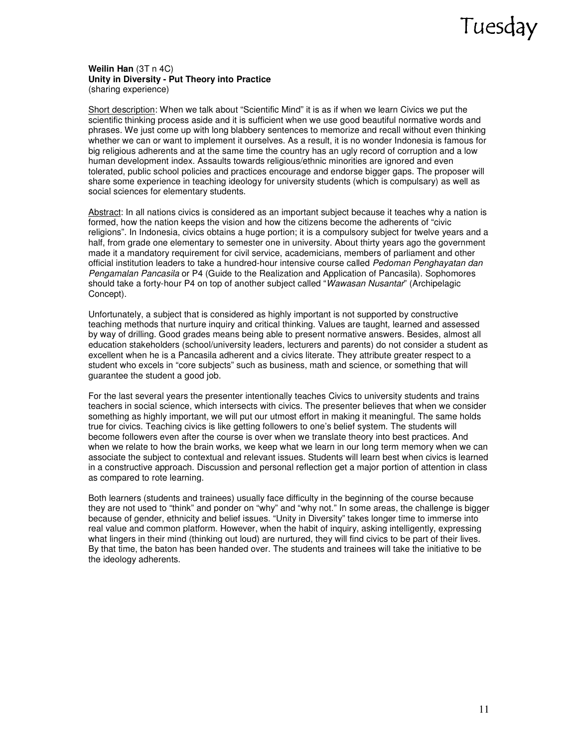**Weilin Han** (3T n 4C)
**Unity in Diversity - Put Theory into Practice**
(sharing experience)

Short description: When we talk about "Scientific Mind" it is as if when we learn Civics we put the scientific thinking process aside and it is sufficient when we use good beautiful normative words and phrases. We just come up with long blabbery sentences to memorize and recall without even thinking whether we can or want to implement it ourselves. As a result, it is no wonder Indonesia is famous for big religious adherents and at the same time the country has an ugly record of corruption and a low human development index. Assaults towards religious/ethnic minorities are ignored and even tolerated, public school policies and practices encourage and endorse bigger gaps. The proposer will share some experience in teaching ideology for university students (which is compulsary) as well as social sciences for elementary students.

Abstract: In all nations civics is considered as an important subject because it teaches why a nation is formed, how the nation keeps the vision and how the citizens become the adherents of "civic religions". In Indonesia, civics obtains a huge portion; it is a compulsory subject for twelve years and a half, from grade one elementary to semester one in university. About thirty years ago the government made it a mandatory requirement for civil service, academicians, members of parliament and other official institution leaders to take a hundred-hour intensive course called *Pedoman Penghayatan dan Pengamalan Pancasila* or P4 (Guide to the Realization and Application of Pancasila). Sophomores should take a forty-hour P4 on top of another subject called "*Wawasan Nusantar*" (Archipelagic Concept).

Unfortunately, a subject that is considered as highly important is not supported by constructive teaching methods that nurture inquiry and critical thinking. Values are taught, learned and assessed by way of drilling. Good grades means being able to present normative answers. Besides, almost all education stakeholders (school/university leaders, lecturers and parents) do not consider a student as excellent when he is a Pancasila adherent and a civics literate. They attribute greater respect to a student who excels in "core subjects" such as business, math and science, or something that will guarantee the student a good job.

For the last several years the presenter intentionally teaches Civics to university students and trains teachers in social science, which intersects with civics. The presenter believes that when we consider something as highly important, we will put our utmost effort in making it meaningful. The same holds true for civics. Teaching civics is like getting followers to one's belief system. The students will become followers even after the course is over when we translate theory into best practices. And when we relate to how the brain works, we keep what we learn in our long term memory when we can associate the subject to contextual and relevant issues. Students will learn best when civics is learned in a constructive approach. Discussion and personal reflection get a major portion of attention in class as compared to rote learning.

Both learners (students and trainees) usually face difficulty in the beginning of the course because they are not used to "think" and ponder on "why" and "why not." In some areas, the challenge is bigger because of gender, ethnicity and belief issues. "Unity in Diversity" takes longer time to immerse into real value and common platform. However, when the habit of inquiry, asking intelligently, expressing what lingers in their mind (thinking out loud) are nurtured, they will find civics to be part of their lives. By that time, the baton has been handed over. The students and trainees will take the initiative to be the ideology adherents.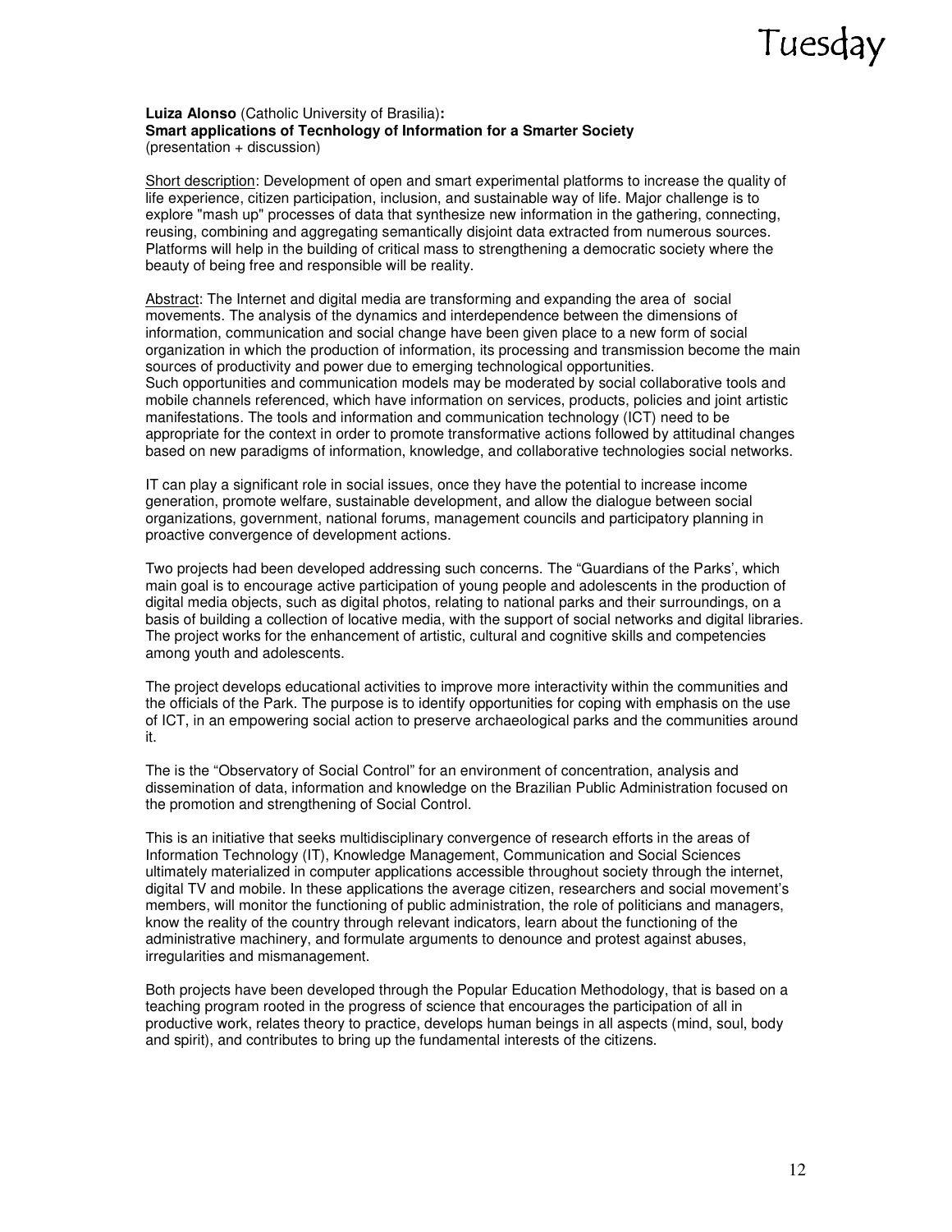**Luiza Alonso** (Catholic University of Brasilia)**:**
**Smart applications of Tecnhology of Information for a Smarter Society**
(presentation + discussion)

Short description: Development of open and smart experimental platforms to increase the quality of life experience, citizen participation, inclusion, and sustainable way of life. Major challenge is to explore "mash up" processes of data that synthesize new information in the gathering, connecting, reusing, combining and aggregating semantically disjoint data extracted from numerous sources. Platforms will help in the building of critical mass to strengthening a democratic society where the beauty of being free and responsible will be reality.

Abstract: The Internet and digital media are transforming and expanding the area of social movements. The analysis of the dynamics and interdependence between the dimensions of information, communication and social change have been given place to a new form of social organization in which the production of information, its processing and transmission become the main sources of productivity and power due to emerging technological opportunities.
Such opportunities and communication models may be moderated by social collaborative tools and mobile channels referenced, which have information on services, products, policies and joint artistic manifestations. The tools and information and communication technology (ICT) need to be appropriate for the context in order to promote transformative actions followed by attitudinal changes based on new paradigms of information, knowledge, and collaborative technologies social networks.

IT can play a significant role in social issues, once they have the potential to increase income generation, promote welfare, sustainable development, and allow the dialogue between social organizations, government, national forums, management councils and participatory planning in proactive convergence of development actions.

Two projects had been developed addressing such concerns. The "Guardians of the Parks', which main goal is to encourage active participation of young people and adolescents in the production of digital media objects, such as digital photos, relating to national parks and their surroundings, on a basis of building a collection of locative media, with the support of social networks and digital libraries. The project works for the enhancement of artistic, cultural and cognitive skills and competencies among youth and adolescents.

The project develops educational activities to improve more interactivity within the communities and the officials of the Park. The purpose is to identify opportunities for coping with emphasis on the use of ICT, in an empowering social action to preserve archaeological parks and the communities around it.

The is the "Observatory of Social Control" for an environment of concentration, analysis and dissemination of data, information and knowledge on the Brazilian Public Administration focused on the promotion and strengthening of Social Control.

This is an initiative that seeks multidisciplinary convergence of research efforts in the areas of Information Technology (IT), Knowledge Management, Communication and Social Sciences ultimately materialized in computer applications accessible throughout society through the internet, digital TV and mobile. In these applications the average citizen, researchers and social movement's members, will monitor the functioning of public administration, the role of politicians and managers, know the reality of the country through relevant indicators, learn about the functioning of the administrative machinery, and formulate arguments to denounce and protest against abuses, irregularities and mismanagement.

Both projects have been developed through the Popular Education Methodology, that is based on a teaching program rooted in the progress of science that encourages the participation of all in productive work, relates theory to practice, develops human beings in all aspects (mind, soul, body and spirit), and contributes to bring up the fundamental interests of the citizens.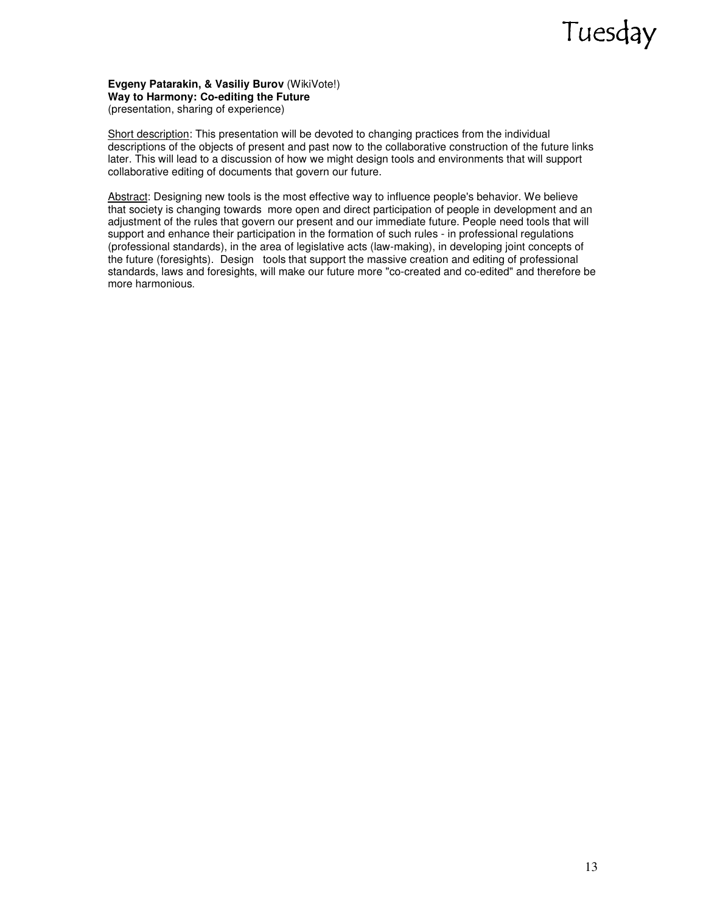**Evgeny Patarakin, & Vasiliy Burov** (WikiVote!)
**Way to Harmony: Co-editing the Future**
(presentation, sharing of experience)

Short description: This presentation will be devoted to changing practices from the individual descriptions of the objects of present and past now to the collaborative construction of the future links later. This will lead to a discussion of how we might design tools and environments that will support collaborative editing of documents that govern our future.

Abstract: Designing new tools is the most effective way to influence people's behavior. We believe that society is changing towards more open and direct participation of people in development and an adjustment of the rules that govern our present and our immediate future. People need tools that will support and enhance their participation in the formation of such rules - in professional regulations (professional standards), in the area of legislative acts (law-making), in developing joint concepts of the future (foresights). Design tools that support the massive creation and editing of professional standards, laws and foresights, will make our future more "co-created and co-edited" and therefore be more harmonious.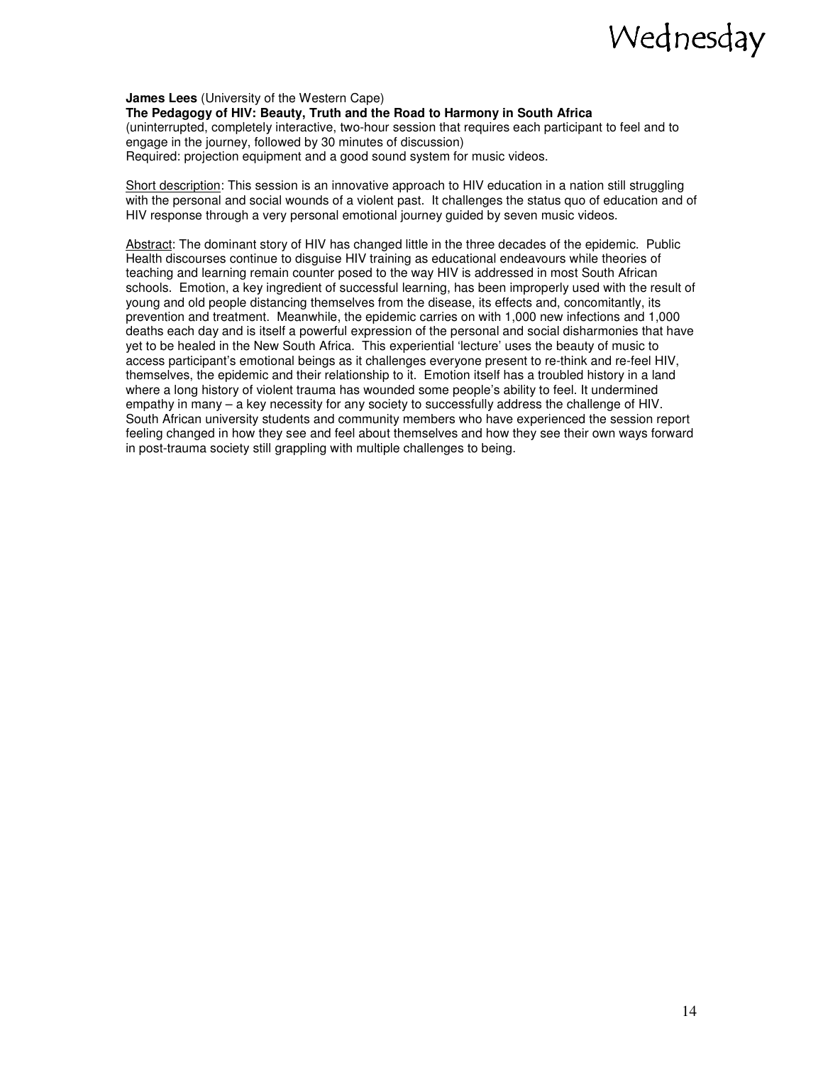**James Lees** (University of the Western Cape)
**The Pedagogy of HIV: Beauty, Truth and the Road to Harmony in South Africa**
(uninterrupted, completely interactive, two-hour session that requires each participant to feel and to engage in the journey, followed by 30 minutes of discussion)
Required: projection equipment and a good sound system for music videos.

Short description: This session is an innovative approach to HIV education in a nation still struggling with the personal and social wounds of a violent past. It challenges the status quo of education and of HIV response through a very personal emotional journey guided by seven music videos.

Abstract: The dominant story of HIV has changed little in the three decades of the epidemic. Public Health discourses continue to disguise HIV training as educational endeavours while theories of teaching and learning remain counter posed to the way HIV is addressed in most South African schools. Emotion, a key ingredient of successful learning, has been improperly used with the result of young and old people distancing themselves from the disease, its effects and, concomitantly, its prevention and treatment. Meanwhile, the epidemic carries on with 1,000 new infections and 1,000 deaths each day and is itself a powerful expression of the personal and social disharmonies that have yet to be healed in the New South Africa. This experiential 'lecture' uses the beauty of music to access participant's emotional beings as it challenges everyone present to re-think and re-feel HIV, themselves, the epidemic and their relationship to it. Emotion itself has a troubled history in a land where a long history of violent trauma has wounded some people's ability to feel. It undermined empathy in many – a key necessity for any society to successfully address the challenge of HIV. South African university students and community members who have experienced the session report feeling changed in how they see and feel about themselves and how they see their own ways forward in post-trauma society still grappling with multiple challenges to being.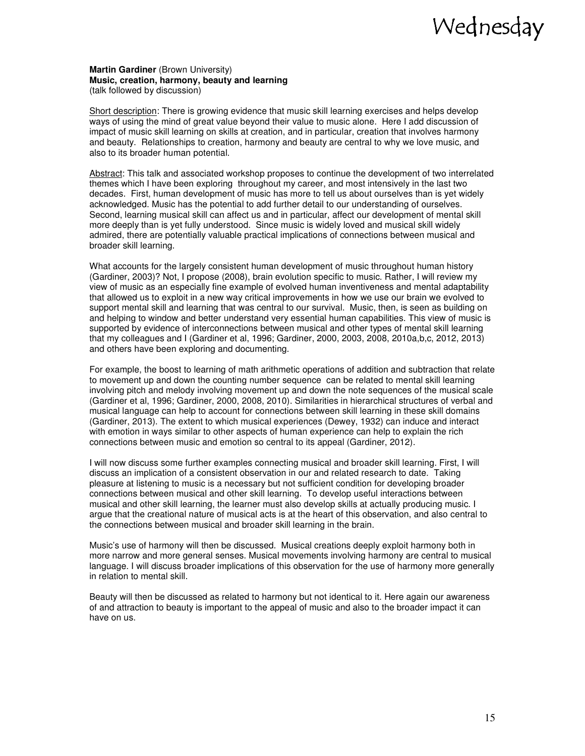**Martin Gardiner** (Brown University)
**Music, creation, harmony, beauty and learning**
(talk followed by discussion)

Short description: There is growing evidence that music skill learning exercises and helps develop ways of using the mind of great value beyond their value to music alone. Here I add discussion of impact of music skill learning on skills at creation, and in particular, creation that involves harmony and beauty. Relationships to creation, harmony and beauty are central to why we love music, and also to its broader human potential.

Abstract: This talk and associated workshop proposes to continue the development of two interrelated themes which I have been exploring throughout my career, and most intensively in the last two decades. First, human development of music has more to tell us about ourselves than is yet widely acknowledged. Music has the potential to add further detail to our understanding of ourselves. Second, learning musical skill can affect us and in particular, affect our development of mental skill more deeply than is yet fully understood. Since music is widely loved and musical skill widely admired, there are potentially valuable practical implications of connections between musical and broader skill learning.

What accounts for the largely consistent human development of music throughout human history (Gardiner, 2003)? Not, I propose (2008), brain evolution specific to music. Rather, I will review my view of music as an especially fine example of evolved human inventiveness and mental adaptability that allowed us to exploit in a new way critical improvements in how we use our brain we evolved to support mental skill and learning that was central to our survival. Music, then, is seen as building on and helping to window and better understand very essential human capabilities. This view of music is supported by evidence of interconnections between musical and other types of mental skill learning that my colleagues and I (Gardiner et al, 1996; Gardiner, 2000, 2003, 2008, 2010a,b,c, 2012, 2013) and others have been exploring and documenting.

For example, the boost to learning of math arithmetic operations of addition and subtraction that relate to movement up and down the counting number sequence can be related to mental skill learning involving pitch and melody involving movement up and down the note sequences of the musical scale (Gardiner et al, 1996; Gardiner, 2000, 2008, 2010). Similarities in hierarchical structures of verbal and musical language can help to account for connections between skill learning in these skill domains (Gardiner, 2013). The extent to which musical experiences (Dewey, 1932) can induce and interact with emotion in ways similar to other aspects of human experience can help to explain the rich connections between music and emotion so central to its appeal (Gardiner, 2012).

I will now discuss some further examples connecting musical and broader skill learning. First, I will discuss an implication of a consistent observation in our and related research to date. Taking pleasure at listening to music is a necessary but not sufficient condition for developing broader connections between musical and other skill learning. To develop useful interactions between musical and other skill learning, the learner must also develop skills at actually producing music. I argue that the creational nature of musical acts is at the heart of this observation, and also central to the connections between musical and broader skill learning in the brain.

Music's use of harmony will then be discussed. Musical creations deeply exploit harmony both in more narrow and more general senses. Musical movements involving harmony are central to musical language. I will discuss broader implications of this observation for the use of harmony more generally in relation to mental skill.

Beauty will then be discussed as related to harmony but not identical to it. Here again our awareness of and attraction to beauty is important to the appeal of music and also to the broader impact it can have on us.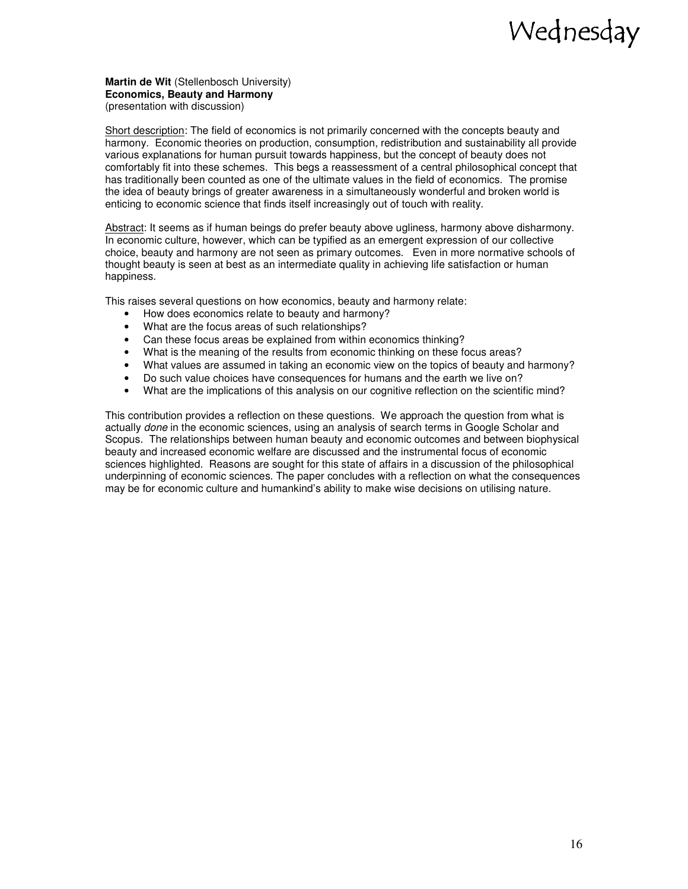**Martin de Wit** (Stellenbosch University)
**Economics, Beauty and Harmony**
(presentation with discussion)

Short description: The field of economics is not primarily concerned with the concepts beauty and harmony. Economic theories on production, consumption, redistribution and sustainability all provide various explanations for human pursuit towards happiness, but the concept of beauty does not comfortably fit into these schemes. This begs a reassessment of a central philosophical concept that has traditionally been counted as one of the ultimate values in the field of economics. The promise the idea of beauty brings of greater awareness in a simultaneously wonderful and broken world is enticing to economic science that finds itself increasingly out of touch with reality.

Abstract: It seems as if human beings do prefer beauty above ugliness, harmony above disharmony. In economic culture, however, which can be typified as an emergent expression of our collective choice, beauty and harmony are not seen as primary outcomes. Even in more normative schools of thought beauty is seen at best as an intermediate quality in achieving life satisfaction or human happiness.

This raises several questions on how economics, beauty and harmony relate:

- How does economics relate to beauty and harmony?
- What are the focus areas of such relationships?
- Can these focus areas be explained from within economics thinking?
- What is the meaning of the results from economic thinking on these focus areas?
- What values are assumed in taking an economic view on the topics of beauty and harmony?
- Do such value choices have consequences for humans and the earth we live on?
- What are the implications of this analysis on our cognitive reflection on the scientific mind?

This contribution provides a reflection on these questions. We approach the question from what is actually *done* in the economic sciences, using an analysis of search terms in Google Scholar and Scopus. The relationships between human beauty and economic outcomes and between biophysical beauty and increased economic welfare are discussed and the instrumental focus of economic sciences highlighted. Reasons are sought for this state of affairs in a discussion of the philosophical underpinning of economic sciences. The paper concludes with a reflection on what the consequences may be for economic culture and humankind's ability to make wise decisions on utilising nature.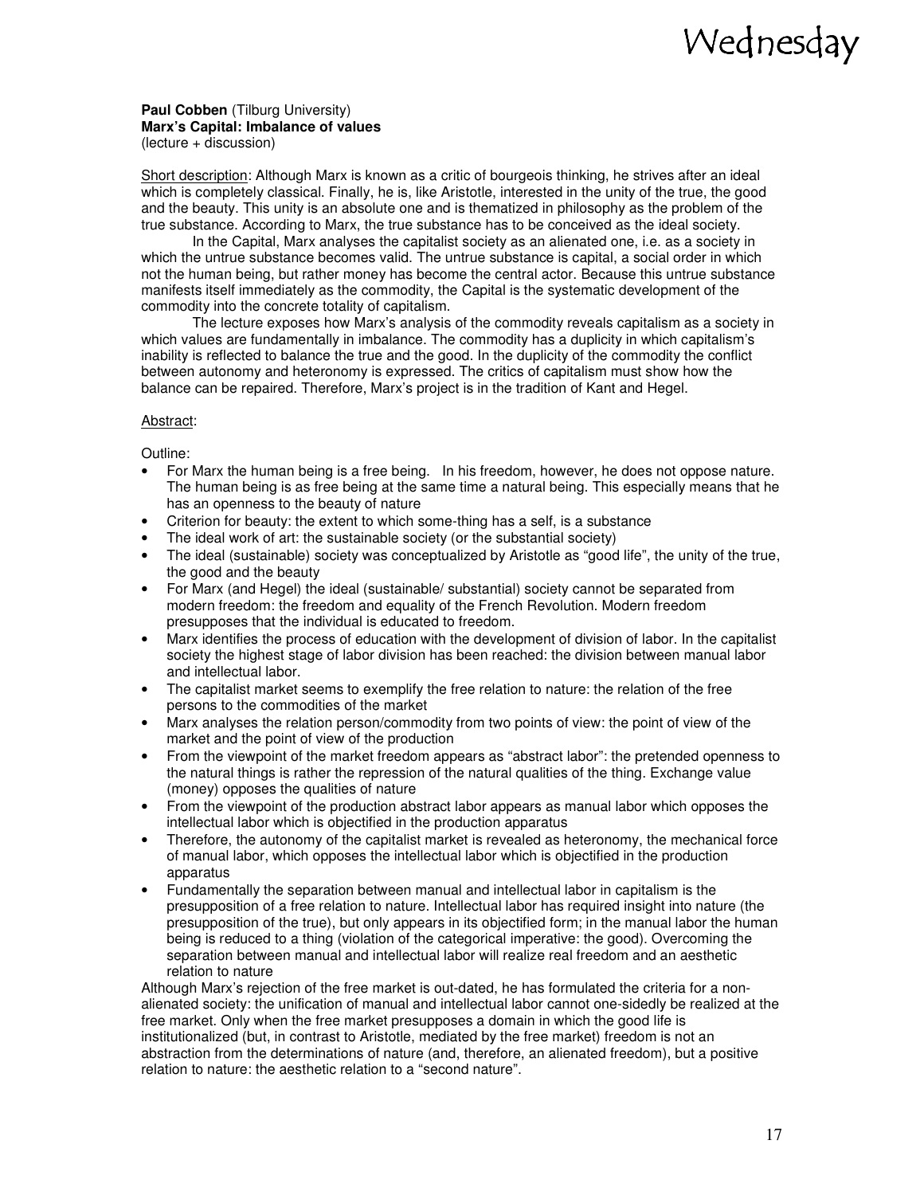**Paul Cobben** (Tilburg University)
**Marx's Capital: Imbalance of values**
(lecture + discussion)

Short description: Although Marx is known as a critic of bourgeois thinking, he strives after an ideal which is completely classical. Finally, he is, like Aristotle, interested in the unity of the true, the good and the beauty. This unity is an absolute one and is thematized in philosophy as the problem of the true substance. According to Marx, the true substance has to be conceived as the ideal society.

In the Capital, Marx analyses the capitalist society as an alienated one, i.e. as a society in which the untrue substance becomes valid. The untrue substance is capital, a social order in which not the human being, but rather money has become the central actor. Because this untrue substance manifests itself immediately as the commodity, the Capital is the systematic development of the commodity into the concrete totality of capitalism.

The lecture exposes how Marx's analysis of the commodity reveals capitalism as a society in which values are fundamentally in imbalance. The commodity has a duplicity in which capitalism's inability is reflected to balance the true and the good. In the duplicity of the commodity the conflict between autonomy and heteronomy is expressed. The critics of capitalism must show how the balance can be repaired. Therefore, Marx's project is in the tradition of Kant and Hegel.

Abstract:

Outline:

- For Marx the human being is a free being. In his freedom, however, he does not oppose nature. The human being is as free being at the same time a natural being. This especially means that he has an openness to the beauty of nature
- Criterion for beauty: the extent to which some-thing has a self, is a substance
- The ideal work of art: the sustainable society (or the substantial society)
- The ideal (sustainable) society was conceptualized by Aristotle as "good life", the unity of the true, the good and the beauty
- For Marx (and Hegel) the ideal (sustainable/ substantial) society cannot be separated from modern freedom: the freedom and equality of the French Revolution. Modern freedom presupposes that the individual is educated to freedom.
- Marx identifies the process of education with the development of division of labor. In the capitalist society the highest stage of labor division has been reached: the division between manual labor and intellectual labor.
- The capitalist market seems to exemplify the free relation to nature: the relation of the free persons to the commodities of the market
- Marx analyses the relation person/commodity from two points of view: the point of view of the market and the point of view of the production
- From the viewpoint of the market freedom appears as "abstract labor": the pretended openness to the natural things is rather the repression of the natural qualities of the thing. Exchange value (money) opposes the qualities of nature
- From the viewpoint of the production abstract labor appears as manual labor which opposes the intellectual labor which is objectified in the production apparatus
- Therefore, the autonomy of the capitalist market is revealed as heteronomy, the mechanical force of manual labor, which opposes the intellectual labor which is objectified in the production apparatus
- Fundamentally the separation between manual and intellectual labor in capitalism is the presupposition of a free relation to nature. Intellectual labor has required insight into nature (the presupposition of the true), but only appears in its objectified form; in the manual labor the human being is reduced to a thing (violation of the categorical imperative: the good). Overcoming the separation between manual and intellectual labor will realize real freedom and an aesthetic relation to nature

Although Marx's rejection of the free market is out-dated, he has formulated the criteria for a non-alienated society: the unification of manual and intellectual labor cannot one-sidedly be realized at the free market. Only when the free market presupposes a domain in which the good life is institutionalized (but, in contrast to Aristotle, mediated by the free market) freedom is not an abstraction from the determinations of nature (and, therefore, an alienated freedom), but a positive relation to nature: the aesthetic relation to a "second nature".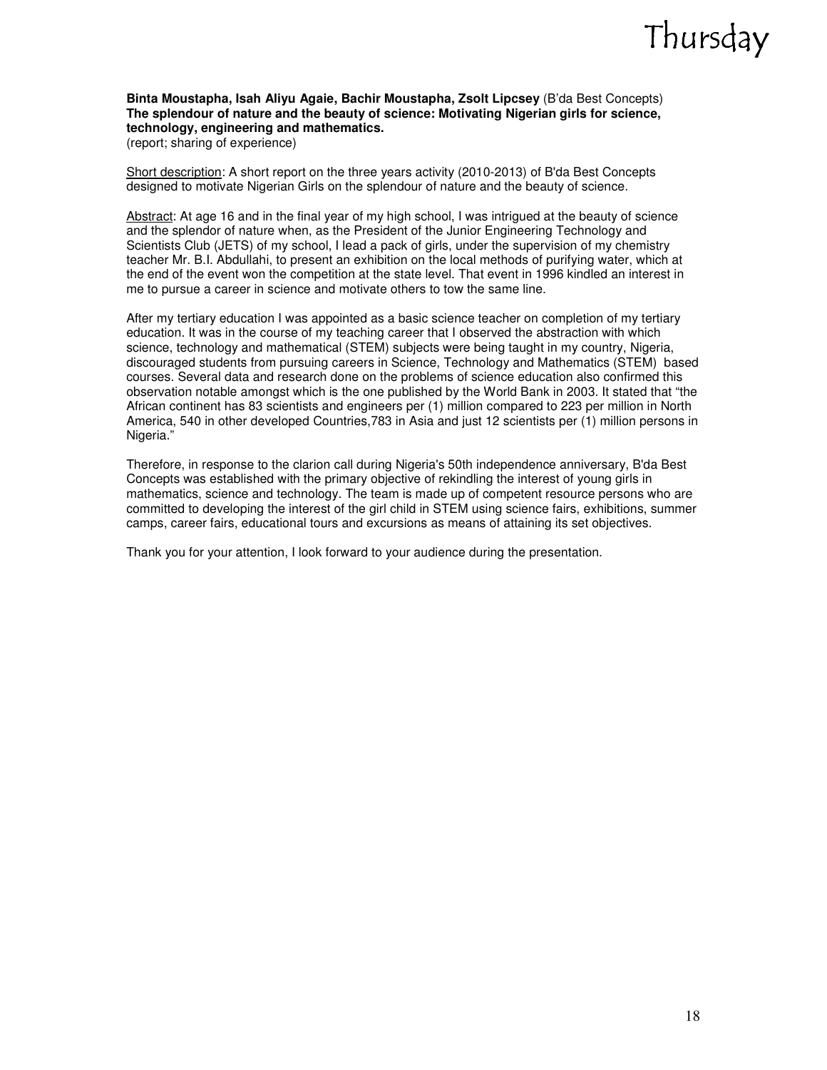**Binta Moustapha, Isah Aliyu Agaie, Bachir Moustapha, Zsolt Lipcsey** (B'da Best Concepts)
**The splendour of nature and the beauty of science: Motivating Nigerian girls for science, technology, engineering and mathematics.**
(report; sharing of experience)

Short description: A short report on the three years activity (2010-2013) of B'da Best Concepts designed to motivate Nigerian Girls on the splendour of nature and the beauty of science.

Abstract: At age 16 and in the final year of my high school, I was intrigued at the beauty of science and the splendor of nature when, as the President of the Junior Engineering Technology and Scientists Club (JETS) of my school, I lead a pack of girls, under the supervision of my chemistry teacher Mr. B.I. Abdullahi, to present an exhibition on the local methods of purifying water, which at the end of the event won the competition at the state level. That event in 1996 kindled an interest in me to pursue a career in science and motivate others to tow the same line.

After my tertiary education I was appointed as a basic science teacher on completion of my tertiary education. It was in the course of my teaching career that I observed the abstraction with which science, technology and mathematical (STEM) subjects were being taught in my country, Nigeria, discouraged students from pursuing careers in Science, Technology and Mathematics (STEM) based courses. Several data and research done on the problems of science education also confirmed this observation notable amongst which is the one published by the World Bank in 2003. It stated that "the African continent has 83 scientists and engineers per (1) million compared to 223 per million in North America, 540 in other developed Countries,783 in Asia and just 12 scientists per (1) million persons in Nigeria."

Therefore, in response to the clarion call during Nigeria's 50th independence anniversary, B'da Best Concepts was established with the primary objective of rekindling the interest of young girls in mathematics, science and technology. The team is made up of competent resource persons who are committed to developing the interest of the girl child in STEM using science fairs, exhibitions, summer camps, career fairs, educational tours and excursions as means of attaining its set objectives.

Thank you for your attention, I look forward to your audience during the presentation.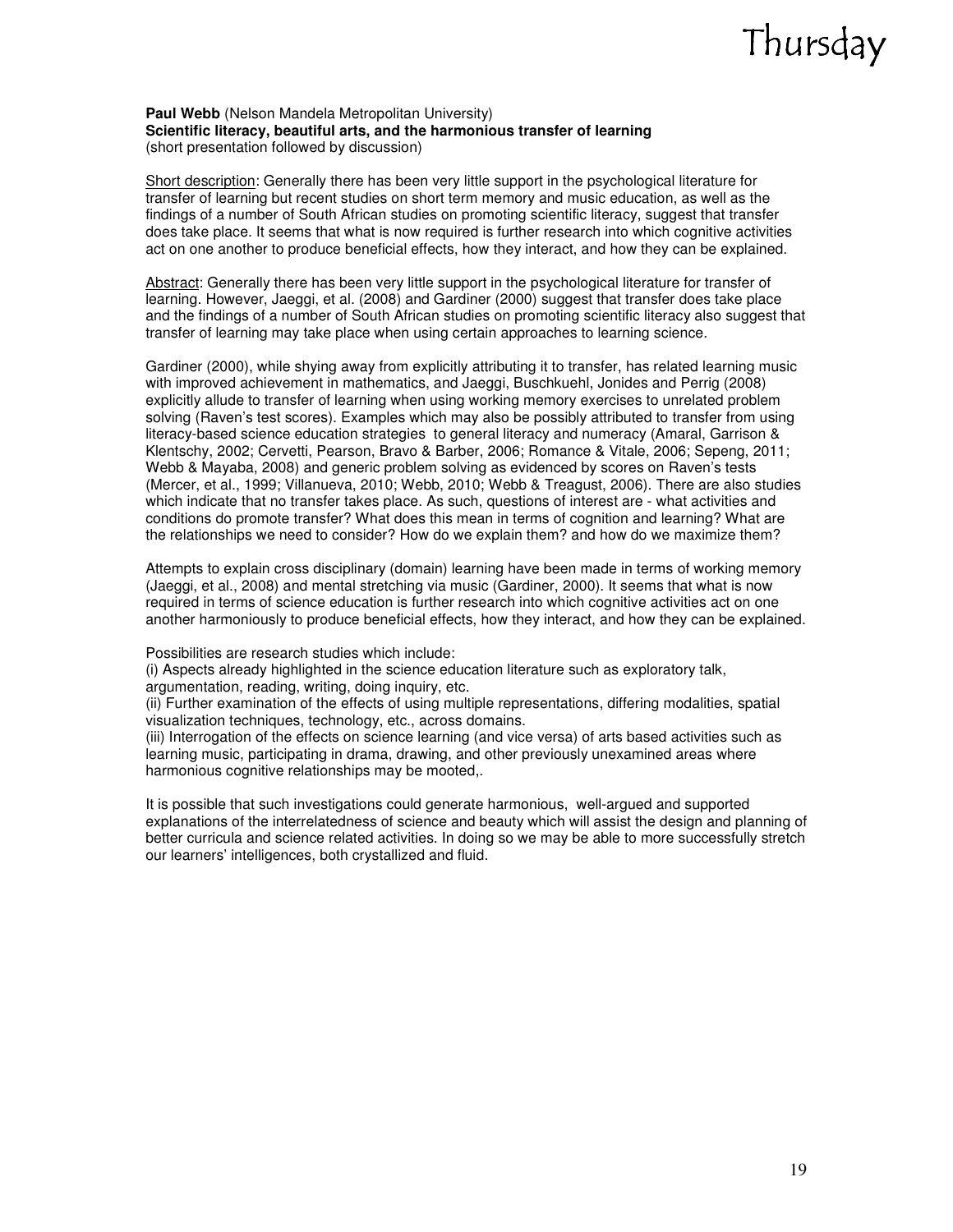**Paul Webb** (Nelson Mandela Metropolitan University)
**Scientific literacy, beautiful arts, and the harmonious transfer of learning**
(short presentation followed by discussion)

Short description: Generally there has been very little support in the psychological literature for transfer of learning but recent studies on short term memory and music education, as well as the findings of a number of South African studies on promoting scientific literacy, suggest that transfer does take place. It seems that what is now required is further research into which cognitive activities act on one another to produce beneficial effects, how they interact, and how they can be explained.

Abstract: Generally there has been very little support in the psychological literature for transfer of learning. However, Jaeggi, et al. (2008) and Gardiner (2000) suggest that transfer does take place and the findings of a number of South African studies on promoting scientific literacy also suggest that transfer of learning may take place when using certain approaches to learning science.

Gardiner (2000), while shying away from explicitly attributing it to transfer, has related learning music with improved achievement in mathematics, and Jaeggi, Buschkuehl, Jonides and Perrig (2008) explicitly allude to transfer of learning when using working memory exercises to unrelated problem solving (Raven's test scores). Examples which may also be possibly attributed to transfer from using literacy-based science education strategies to general literacy and numeracy (Amaral, Garrison & Klentschy, 2002; Cervetti, Pearson, Bravo & Barber, 2006; Romance & Vitale, 2006; Sepeng, 2011; Webb & Mayaba, 2008) and generic problem solving as evidenced by scores on Raven's tests (Mercer, et al., 1999; Villanueva, 2010; Webb, 2010; Webb & Treagust, 2006). There are also studies which indicate that no transfer takes place. As such, questions of interest are - what activities and conditions do promote transfer? What does this mean in terms of cognition and learning? What are the relationships we need to consider? How do we explain them? and how do we maximize them?

Attempts to explain cross disciplinary (domain) learning have been made in terms of working memory (Jaeggi, et al., 2008) and mental stretching via music (Gardiner, 2000). It seems that what is now required in terms of science education is further research into which cognitive activities act on one another harmoniously to produce beneficial effects, how they interact, and how they can be explained.

Possibilities are research studies which include:

(i) Aspects already highlighted in the science education literature such as exploratory talk, argumentation, reading, writing, doing inquiry, etc.

(ii) Further examination of the effects of using multiple representations, differing modalities, spatial visualization techniques, technology, etc., across domains.

(iii) Interrogation of the effects on science learning (and vice versa) of arts based activities such as learning music, participating in drama, drawing, and other previously unexamined areas where harmonious cognitive relationships may be mooted,.

It is possible that such investigations could generate harmonious, well-argued and supported explanations of the interrelatedness of science and beauty which will assist the design and planning of better curricula and science related activities. In doing so we may be able to more successfully stretch our learners' intelligences, both crystallized and fluid.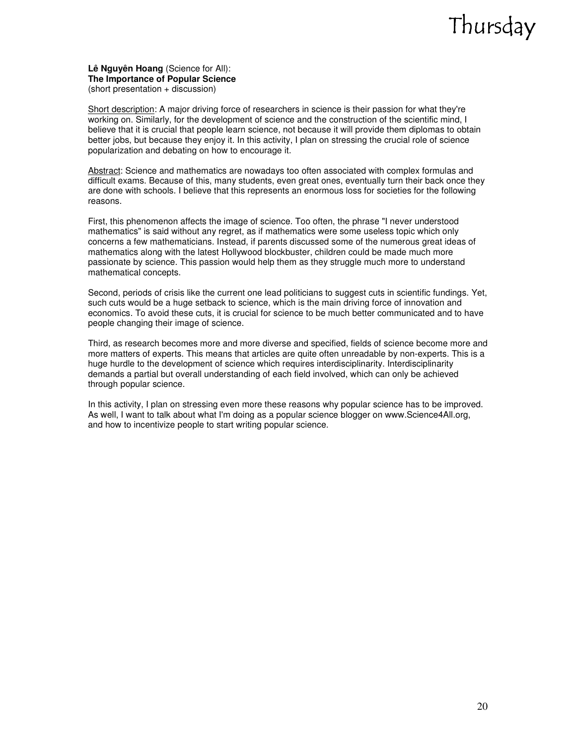**Lê Nguyên Hoang** (Science for All):
**The Importance of Popular Science**
(short presentation + discussion)

Short description: A major driving force of researchers in science is their passion for what they're working on. Similarly, for the development of science and the construction of the scientific mind, I believe that it is crucial that people learn science, not because it will provide them diplomas to obtain better jobs, but because they enjoy it. In this activity, I plan on stressing the crucial role of science popularization and debating on how to encourage it.

Abstract: Science and mathematics are nowadays too often associated with complex formulas and difficult exams. Because of this, many students, even great ones, eventually turn their back once they are done with schools. I believe that this represents an enormous loss for societies for the following reasons.

First, this phenomenon affects the image of science. Too often, the phrase "I never understood mathematics" is said without any regret, as if mathematics were some useless topic which only concerns a few mathematicians. Instead, if parents discussed some of the numerous great ideas of mathematics along with the latest Hollywood blockbuster, children could be made much more passionate by science. This passion would help them as they struggle much more to understand mathematical concepts.

Second, periods of crisis like the current one lead politicians to suggest cuts in scientific fundings. Yet, such cuts would be a huge setback to science, which is the main driving force of innovation and economics. To avoid these cuts, it is crucial for science to be much better communicated and to have people changing their image of science.

Third, as research becomes more and more diverse and specified, fields of science become more and more matters of experts. This means that articles are quite often unreadable by non-experts. This is a huge hurdle to the development of science which requires interdisciplinarity. Interdisciplinarity demands a partial but overall understanding of each field involved, which can only be achieved through popular science.

In this activity, I plan on stressing even more these reasons why popular science has to be improved. As well, I want to talk about what I'm doing as a popular science blogger on www.Science4All.org, and how to incentivize people to start writing popular science.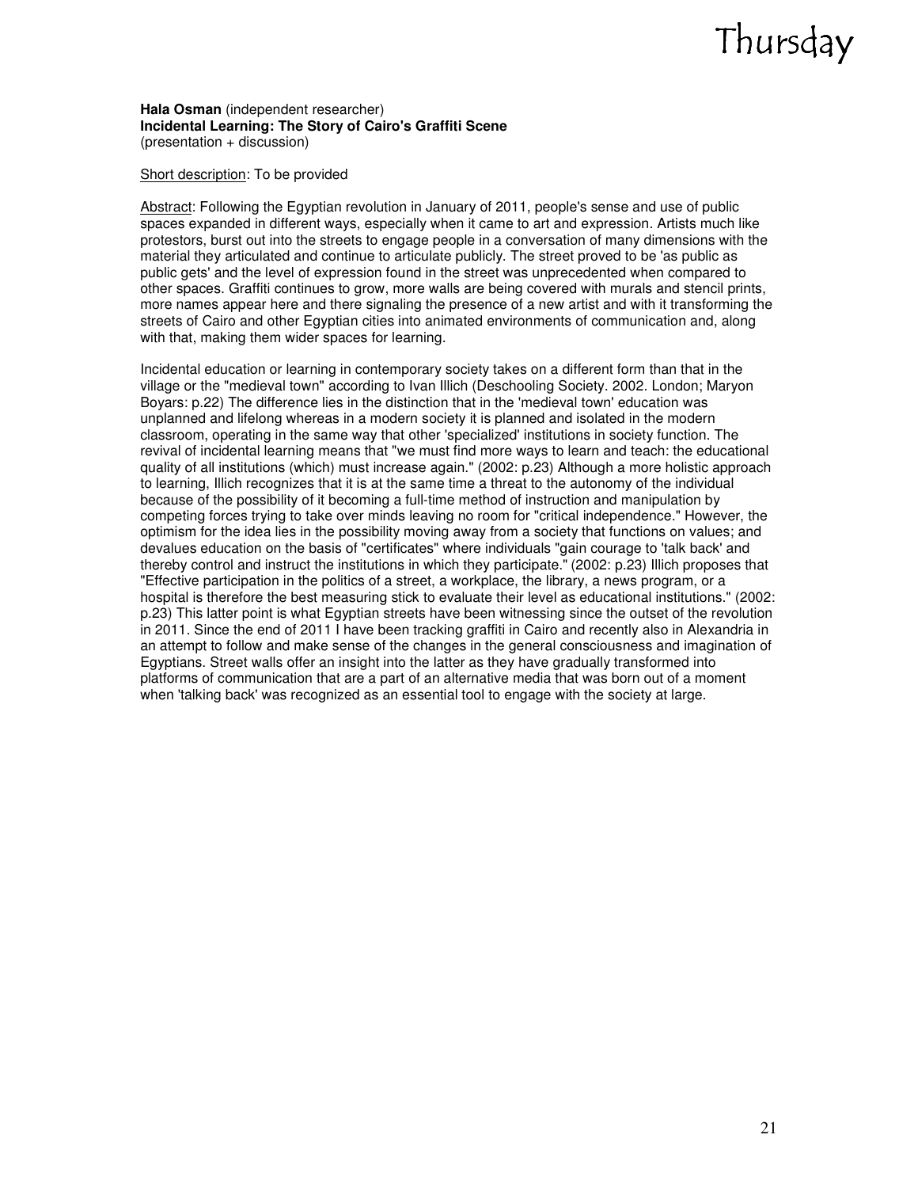**Hala Osman** (independent researcher)
**Incidental Learning: The Story of Cairo's Graffiti Scene**
(presentation + discussion)

Short description: To be provided

Abstract: Following the Egyptian revolution in January of 2011, people's sense and use of public spaces expanded in different ways, especially when it came to art and expression. Artists much like protestors, burst out into the streets to engage people in a conversation of many dimensions with the material they articulated and continue to articulate publicly. The street proved to be 'as public as public gets' and the level of expression found in the street was unprecedented when compared to other spaces. Graffiti continues to grow, more walls are being covered with murals and stencil prints, more names appear here and there signaling the presence of a new artist and with it transforming the streets of Cairo and other Egyptian cities into animated environments of communication and, along with that, making them wider spaces for learning.

Incidental education or learning in contemporary society takes on a different form than that in the village or the "medieval town" according to Ivan Illich (Deschooling Society. 2002. London; Maryon Boyars: p.22) The difference lies in the distinction that in the 'medieval town' education was unplanned and lifelong whereas in a modern society it is planned and isolated in the modern classroom, operating in the same way that other 'specialized' institutions in society function. The revival of incidental learning means that "we must find more ways to learn and teach: the educational quality of all institutions (which) must increase again." (2002: p.23) Although a more holistic approach to learning, Illich recognizes that it is at the same time a threat to the autonomy of the individual because of the possibility of it becoming a full-time method of instruction and manipulation by competing forces trying to take over minds leaving no room for "critical independence." However, the optimism for the idea lies in the possibility moving away from a society that functions on values; and devalues education on the basis of "certificates" where individuals "gain courage to 'talk back' and thereby control and instruct the institutions in which they participate." (2002: p.23) Illich proposes that "Effective participation in the politics of a street, a workplace, the library, a news program, or a hospital is therefore the best measuring stick to evaluate their level as educational institutions." (2002: p.23) This latter point is what Egyptian streets have been witnessing since the outset of the revolution in 2011. Since the end of 2011 I have been tracking graffiti in Cairo and recently also in Alexandria in an attempt to follow and make sense of the changes in the general consciousness and imagination of Egyptians. Street walls offer an insight into the latter as they have gradually transformed into platforms of communication that are a part of an alternative media that was born out of a moment when 'talking back' was recognized as an essential tool to engage with the society at large.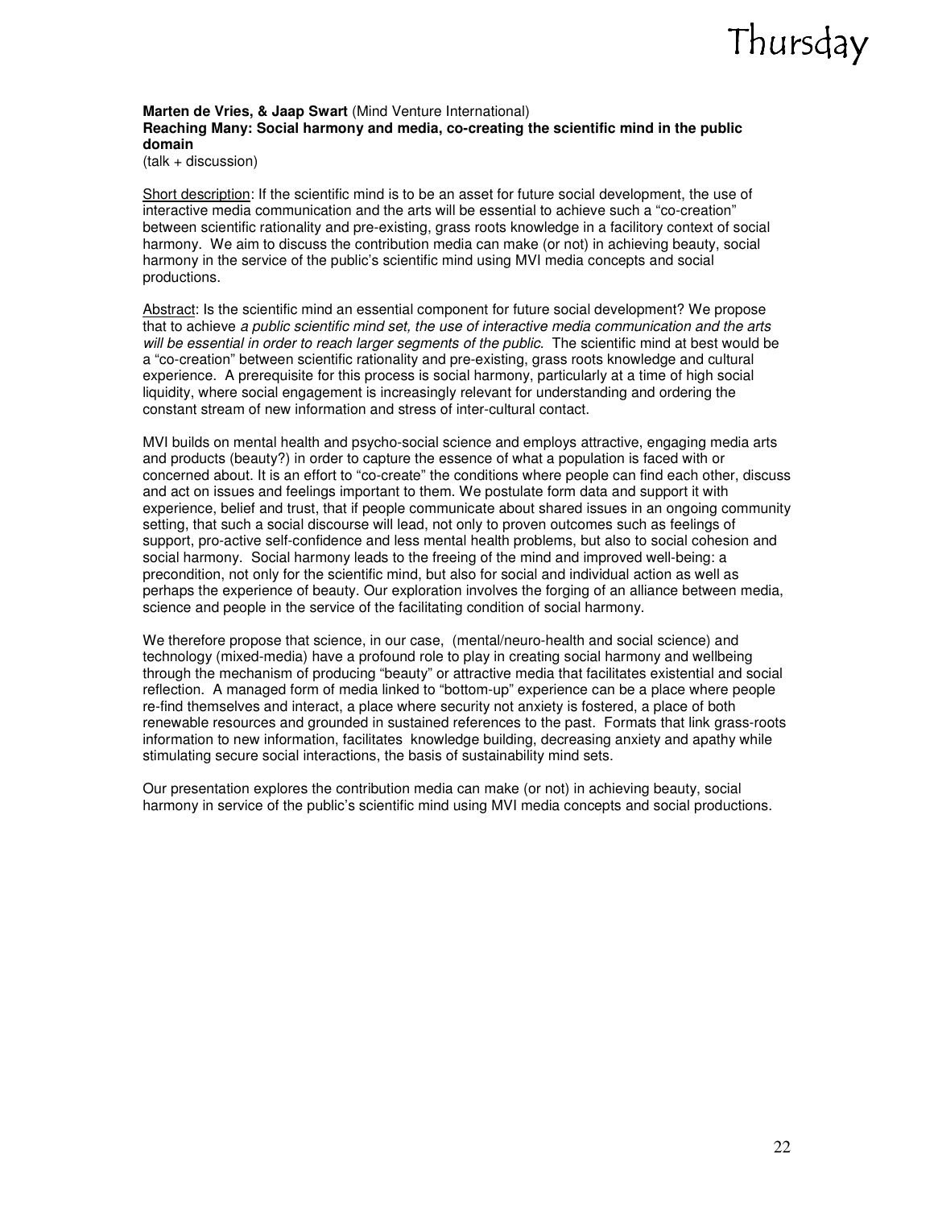**Marten de Vries, & Jaap Swart** (Mind Venture International)
**Reaching Many: Social harmony and media, co-creating the scientific mind in the public domain**
(talk + discussion)

Short description: If the scientific mind is to be an asset for future social development, the use of interactive media communication and the arts will be essential to achieve such a "co-creation" between scientific rationality and pre-existing, grass roots knowledge in a facilitory context of social harmony. We aim to discuss the contribution media can make (or not) in achieving beauty, social harmony in the service of the public's scientific mind using MVI media concepts and social productions.

Abstract: Is the scientific mind an essential component for future social development? We propose that to achieve *a public scientific mind set, the use of interactive media communication and the arts will be essential in order to reach larger segments of the public.* The scientific mind at best would be a "co-creation" between scientific rationality and pre-existing, grass roots knowledge and cultural experience. A prerequisite for this process is social harmony, particularly at a time of high social liquidity, where social engagement is increasingly relevant for understanding and ordering the constant stream of new information and stress of inter-cultural contact.

MVI builds on mental health and psycho-social science and employs attractive, engaging media arts and products (beauty?) in order to capture the essence of what a population is faced with or concerned about. It is an effort to "co-create" the conditions where people can find each other, discuss and act on issues and feelings important to them. We postulate form data and support it with experience, belief and trust, that if people communicate about shared issues in an ongoing community setting, that such a social discourse will lead, not only to proven outcomes such as feelings of support, pro-active self-confidence and less mental health problems, but also to social cohesion and social harmony. Social harmony leads to the freeing of the mind and improved well-being: a precondition, not only for the scientific mind, but also for social and individual action as well as perhaps the experience of beauty. Our exploration involves the forging of an alliance between media, science and people in the service of the facilitating condition of social harmony.

We therefore propose that science, in our case, (mental/neuro-health and social science) and technology (mixed-media) have a profound role to play in creating social harmony and wellbeing through the mechanism of producing "beauty" or attractive media that facilitates existential and social reflection. A managed form of media linked to "bottom-up" experience can be a place where people re-find themselves and interact, a place where security not anxiety is fostered, a place of both renewable resources and grounded in sustained references to the past. Formats that link grass-roots information to new information, facilitates knowledge building, decreasing anxiety and apathy while stimulating secure social interactions, the basis of sustainability mind sets.

Our presentation explores the contribution media can make (or not) in achieving beauty, social harmony in service of the public's scientific mind using MVI media concepts and social productions.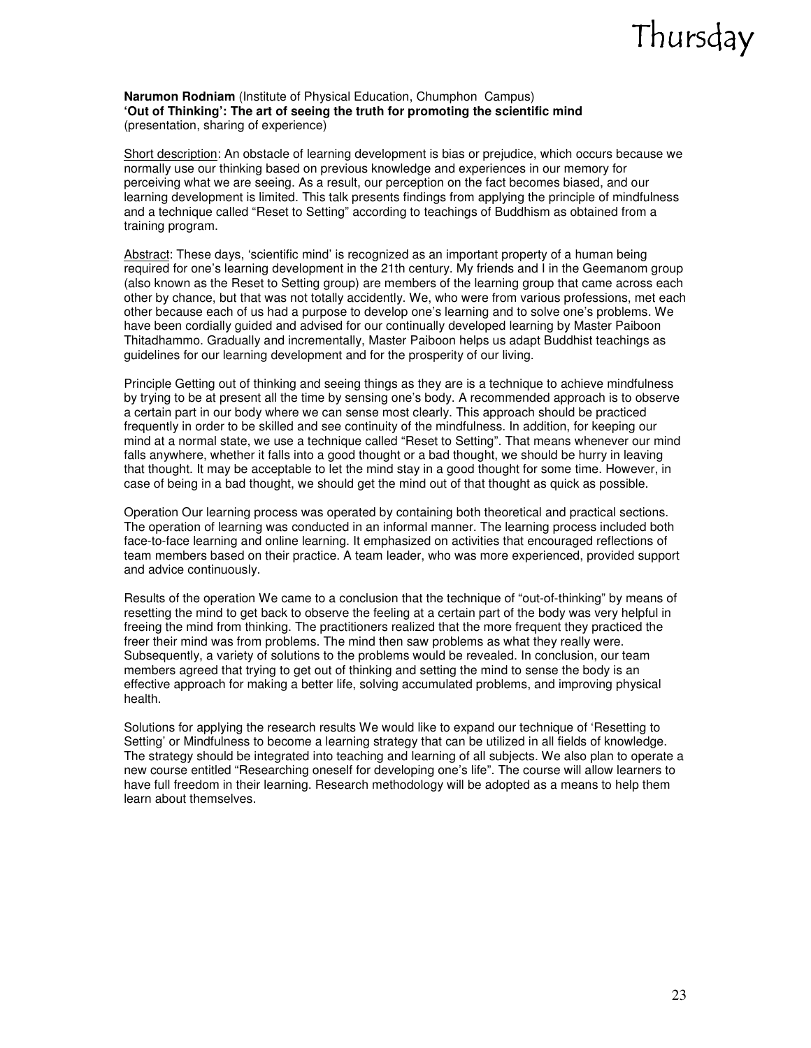**Narumon Rodniam** (Institute of Physical Education, Chumphon Campus)
**'Out of Thinking': The art of seeing the truth for promoting the scientific mind**
(presentation, sharing of experience)

<u>Short description</u>: An obstacle of learning development is bias or prejudice, which occurs because we normally use our thinking based on previous knowledge and experiences in our memory for perceiving what we are seeing. As a result, our perception on the fact becomes biased, and our learning development is limited. This talk presents findings from applying the principle of mindfulness and a technique called "Reset to Setting" according to teachings of Buddhism as obtained from a training program.

<u>Abstract</u>: These days, 'scientific mind' is recognized as an important property of a human being required for one's learning development in the 21th century. My friends and I in the Geemanom group (also known as the Reset to Setting group) are members of the learning group that came across each other by chance, but that was not totally accidently. We, who were from various professions, met each other because each of us had a purpose to develop one's learning and to solve one's problems. We have been cordially guided and advised for our continually developed learning by Master Paiboon Thitadhammo. Gradually and incrementally, Master Paiboon helps us adapt Buddhist teachings as guidelines for our learning development and for the prosperity of our living.

Principle Getting out of thinking and seeing things as they are is a technique to achieve mindfulness by trying to be at present all the time by sensing one's body. A recommended approach is to observe a certain part in our body where we can sense most clearly. This approach should be practiced frequently in order to be skilled and see continuity of the mindfulness. In addition, for keeping our mind at a normal state, we use a technique called "Reset to Setting". That means whenever our mind falls anywhere, whether it falls into a good thought or a bad thought, we should be hurry in leaving that thought. It may be acceptable to let the mind stay in a good thought for some time. However, in case of being in a bad thought, we should get the mind out of that thought as quick as possible.

Operation Our learning process was operated by containing both theoretical and practical sections. The operation of learning was conducted in an informal manner. The learning process included both face-to-face learning and online learning. It emphasized on activities that encouraged reflections of team members based on their practice. A team leader, who was more experienced, provided support and advice continuously.

Results of the operation We came to a conclusion that the technique of "out-of-thinking" by means of resetting the mind to get back to observe the feeling at a certain part of the body was very helpful in freeing the mind from thinking. The practitioners realized that the more frequent they practiced the freer their mind was from problems. The mind then saw problems as what they really were. Subsequently, a variety of solutions to the problems would be revealed. In conclusion, our team members agreed that trying to get out of thinking and setting the mind to sense the body is an effective approach for making a better life, solving accumulated problems, and improving physical health.

Solutions for applying the research results We would like to expand our technique of 'Resetting to Setting' or Mindfulness to become a learning strategy that can be utilized in all fields of knowledge. The strategy should be integrated into teaching and learning of all subjects. We also plan to operate a new course entitled "Researching oneself for developing one's life". The course will allow learners to have full freedom in their learning. Research methodology will be adopted as a means to help them learn about themselves.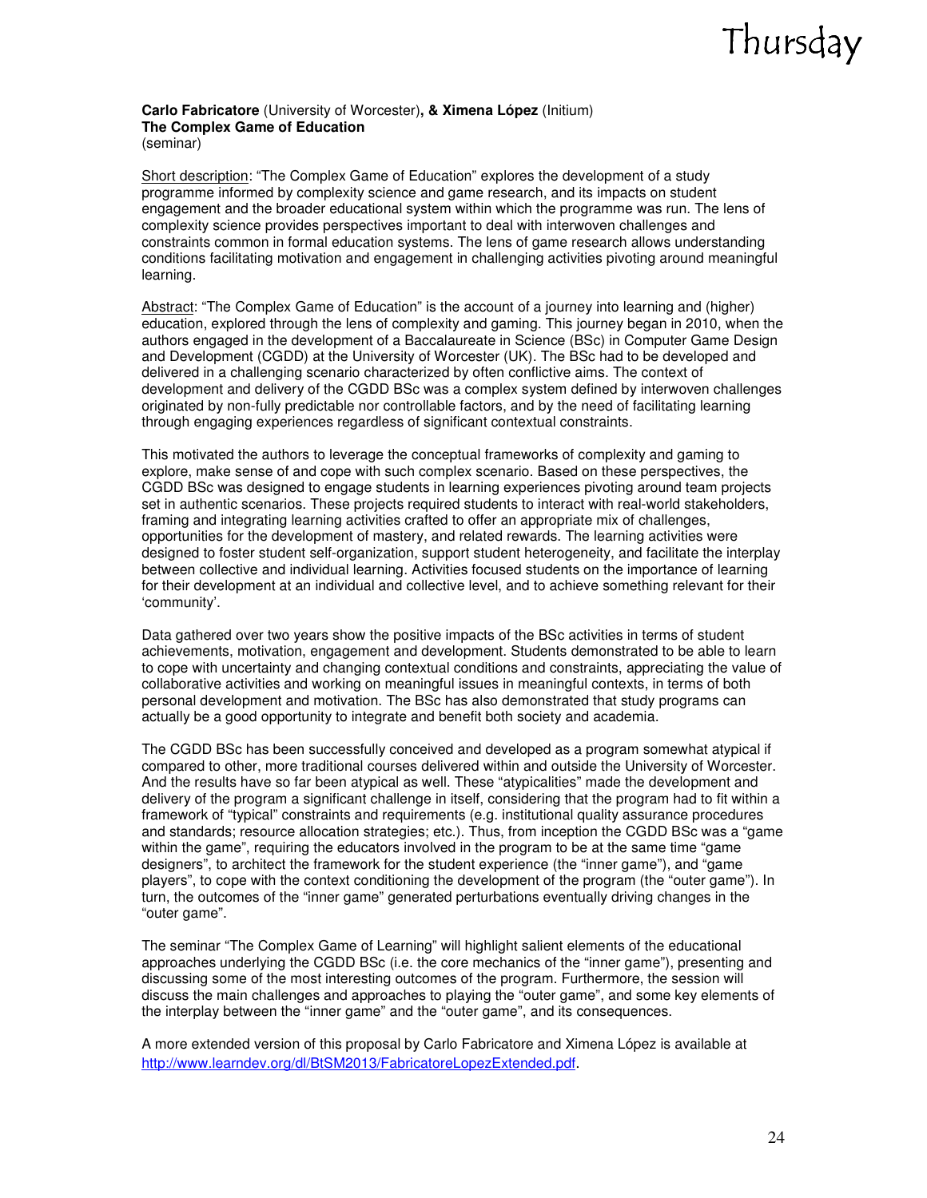**Carlo Fabricatore** (University of Worcester)**, & Ximena López** (Initium)
**The Complex Game of Education**
(seminar)

Short description: "The Complex Game of Education" explores the development of a study programme informed by complexity science and game research, and its impacts on student engagement and the broader educational system within which the programme was run. The lens of complexity science provides perspectives important to deal with interwoven challenges and constraints common in formal education systems. The lens of game research allows understanding conditions facilitating motivation and engagement in challenging activities pivoting around meaningful learning.

Abstract: "The Complex Game of Education" is the account of a journey into learning and (higher) education, explored through the lens of complexity and gaming. This journey began in 2010, when the authors engaged in the development of a Baccalaureate in Science (BSc) in Computer Game Design and Development (CGDD) at the University of Worcester (UK). The BSc had to be developed and delivered in a challenging scenario characterized by often conflictive aims. The context of development and delivery of the CGDD BSc was a complex system defined by interwoven challenges originated by non-fully predictable nor controllable factors, and by the need of facilitating learning through engaging experiences regardless of significant contextual constraints.

This motivated the authors to leverage the conceptual frameworks of complexity and gaming to explore, make sense of and cope with such complex scenario. Based on these perspectives, the CGDD BSc was designed to engage students in learning experiences pivoting around team projects set in authentic scenarios. These projects required students to interact with real-world stakeholders, framing and integrating learning activities crafted to offer an appropriate mix of challenges, opportunities for the development of mastery, and related rewards. The learning activities were designed to foster student self-organization, support student heterogeneity, and facilitate the interplay between collective and individual learning. Activities focused students on the importance of learning for their development at an individual and collective level, and to achieve something relevant for their 'community'.

Data gathered over two years show the positive impacts of the BSc activities in terms of student achievements, motivation, engagement and development. Students demonstrated to be able to learn to cope with uncertainty and changing contextual conditions and constraints, appreciating the value of collaborative activities and working on meaningful issues in meaningful contexts, in terms of both personal development and motivation. The BSc has also demonstrated that study programs can actually be a good opportunity to integrate and benefit both society and academia.

The CGDD BSc has been successfully conceived and developed as a program somewhat atypical if compared to other, more traditional courses delivered within and outside the University of Worcester. And the results have so far been atypical as well. These "atypicalities" made the development and delivery of the program a significant challenge in itself, considering that the program had to fit within a framework of "typical" constraints and requirements (e.g. institutional quality assurance procedures and standards; resource allocation strategies; etc.). Thus, from inception the CGDD BSc was a "game within the game", requiring the educators involved in the program to be at the same time "game designers", to architect the framework for the student experience (the "inner game"), and "game players", to cope with the context conditioning the development of the program (the "outer game"). In turn, the outcomes of the "inner game" generated perturbations eventually driving changes in the "outer game".

The seminar "The Complex Game of Learning" will highlight salient elements of the educational approaches underlying the CGDD BSc (i.e. the core mechanics of the "inner game"), presenting and discussing some of the most interesting outcomes of the program. Furthermore, the session will discuss the main challenges and approaches to playing the "outer game", and some key elements of the interplay between the "inner game" and the "outer game", and its consequences.

A more extended version of this proposal by Carlo Fabricatore and Ximena López is available at http://www.learndev.org/dl/BtSM2013/FabricatoreLopezExtended.pdf.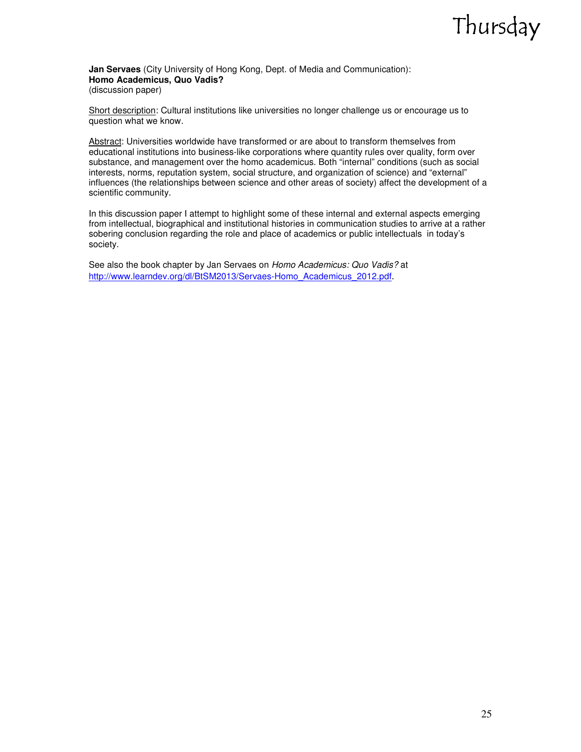**Jan Servaes** (City University of Hong Kong, Dept. of Media and Communication):
**Homo Academicus, Quo Vadis?**
(discussion paper)

Short description: Cultural institutions like universities no longer challenge us or encourage us to question what we know.

Abstract: Universities worldwide have transformed or are about to transform themselves from educational institutions into business-like corporations where quantity rules over quality, form over substance, and management over the homo academicus. Both "internal" conditions (such as social interests, norms, reputation system, social structure, and organization of science) and "external" influences (the relationships between science and other areas of society) affect the development of a scientific community.

In this discussion paper I attempt to highlight some of these internal and external aspects emerging from intellectual, biographical and institutional histories in communication studies to arrive at a rather sobering conclusion regarding the role and place of academics or public intellectuals in today's society.

See also the book chapter by Jan Servaes on *Homo Academicus: Quo Vadis?* at http://www.learndev.org/dl/BtSM2013/Servaes-Homo_Academicus_2012.pdf.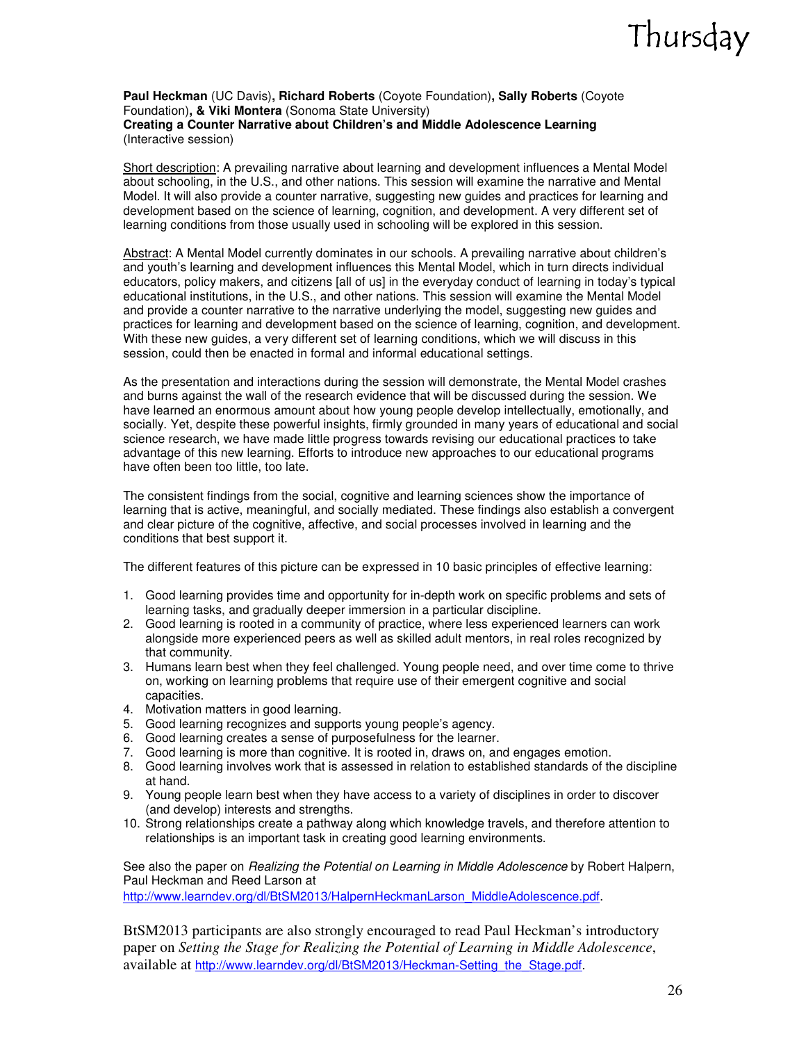**Paul Heckman** (UC Davis)**, Richard Roberts** (Coyote Foundation)**, Sally Roberts** (Coyote Foundation)**, & Viki Montera** (Sonoma State University)
**Creating a Counter Narrative about Children's and Middle Adolescence Learning**
(Interactive session)

Short description: A prevailing narrative about learning and development influences a Mental Model about schooling, in the U.S., and other nations. This session will examine the narrative and Mental Model. It will also provide a counter narrative, suggesting new guides and practices for learning and development based on the science of learning, cognition, and development. A very different set of learning conditions from those usually used in schooling will be explored in this session.

Abstract: A Mental Model currently dominates in our schools. A prevailing narrative about children's and youth's learning and development influences this Mental Model, which in turn directs individual educators, policy makers, and citizens [all of us] in the everyday conduct of learning in today's typical educational institutions, in the U.S., and other nations. This session will examine the Mental Model and provide a counter narrative to the narrative underlying the model, suggesting new guides and practices for learning and development based on the science of learning, cognition, and development. With these new guides, a very different set of learning conditions, which we will discuss in this session, could then be enacted in formal and informal educational settings.

As the presentation and interactions during the session will demonstrate, the Mental Model crashes and burns against the wall of the research evidence that will be discussed during the session. We have learned an enormous amount about how young people develop intellectually, emotionally, and socially. Yet, despite these powerful insights, firmly grounded in many years of educational and social science research, we have made little progress towards revising our educational practices to take advantage of this new learning. Efforts to introduce new approaches to our educational programs have often been too little, too late.

The consistent findings from the social, cognitive and learning sciences show the importance of learning that is active, meaningful, and socially mediated. These findings also establish a convergent and clear picture of the cognitive, affective, and social processes involved in learning and the conditions that best support it.

The different features of this picture can be expressed in 10 basic principles of effective learning:

1. Good learning provides time and opportunity for in-depth work on specific problems and sets of learning tasks, and gradually deeper immersion in a particular discipline.
2. Good learning is rooted in a community of practice, where less experienced learners can work alongside more experienced peers as well as skilled adult mentors, in real roles recognized by that community.
3. Humans learn best when they feel challenged. Young people need, and over time come to thrive on, working on learning problems that require use of their emergent cognitive and social capacities.
4. Motivation matters in good learning.
5. Good learning recognizes and supports young people's agency.
6. Good learning creates a sense of purposefulness for the learner.
7. Good learning is more than cognitive. It is rooted in, draws on, and engages emotion.
8. Good learning involves work that is assessed in relation to established standards of the discipline at hand.
9. Young people learn best when they have access to a variety of disciplines in order to discover (and develop) interests and strengths.
10. Strong relationships create a pathway along which knowledge travels, and therefore attention to relationships is an important task in creating good learning environments.

See also the paper on *Realizing the Potential on Learning in Middle Adolescence* by Robert Halpern, Paul Heckman and Reed Larson at
http://www.learndev.org/dl/BtSM2013/HalpernHeckmanLarson_MiddleAdolescence.pdf.

BtSM2013 participants are also strongly encouraged to read Paul Heckman's introductory paper on *Setting the Stage for Realizing the Potential of Learning in Middle Adolescence*, available at http://www.learndev.org/dl/BtSM2013/Heckman-Setting_the_Stage.pdf.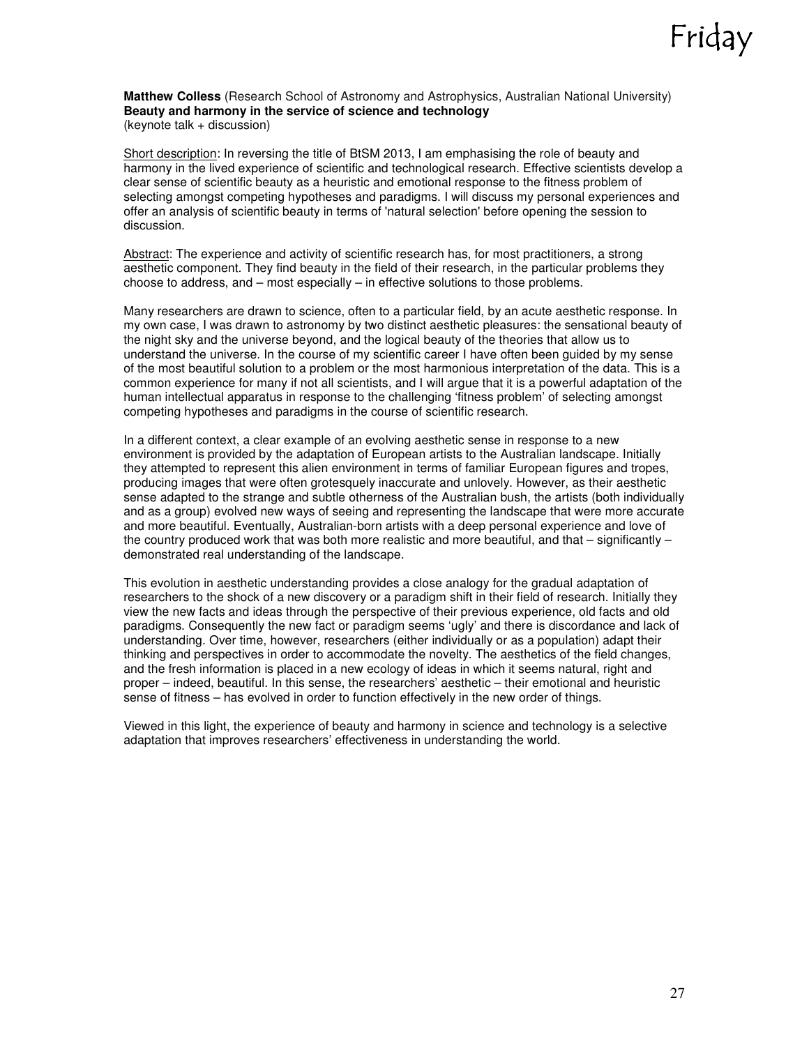**Matthew Colless** (Research School of Astronomy and Astrophysics, Australian National University)
**Beauty and harmony in the service of science and technology**
(keynote talk + discussion)

Short description: In reversing the title of BtSM 2013, I am emphasising the role of beauty and harmony in the lived experience of scientific and technological research. Effective scientists develop a clear sense of scientific beauty as a heuristic and emotional response to the fitness problem of selecting amongst competing hypotheses and paradigms. I will discuss my personal experiences and offer an analysis of scientific beauty in terms of 'natural selection' before opening the session to discussion.

Abstract: The experience and activity of scientific research has, for most practitioners, a strong aesthetic component. They find beauty in the field of their research, in the particular problems they choose to address, and – most especially – in effective solutions to those problems.

Many researchers are drawn to science, often to a particular field, by an acute aesthetic response. In my own case, I was drawn to astronomy by two distinct aesthetic pleasures: the sensational beauty of the night sky and the universe beyond, and the logical beauty of the theories that allow us to understand the universe. In the course of my scientific career I have often been guided by my sense of the most beautiful solution to a problem or the most harmonious interpretation of the data. This is a common experience for many if not all scientists, and I will argue that it is a powerful adaptation of the human intellectual apparatus in response to the challenging 'fitness problem' of selecting amongst competing hypotheses and paradigms in the course of scientific research.

In a different context, a clear example of an evolving aesthetic sense in response to a new environment is provided by the adaptation of European artists to the Australian landscape. Initially they attempted to represent this alien environment in terms of familiar European figures and tropes, producing images that were often grotesquely inaccurate and unlovely. However, as their aesthetic sense adapted to the strange and subtle otherness of the Australian bush, the artists (both individually and as a group) evolved new ways of seeing and representing the landscape that were more accurate and more beautiful. Eventually, Australian-born artists with a deep personal experience and love of the country produced work that was both more realistic and more beautiful, and that – significantly – demonstrated real understanding of the landscape.

This evolution in aesthetic understanding provides a close analogy for the gradual adaptation of researchers to the shock of a new discovery or a paradigm shift in their field of research. Initially they view the new facts and ideas through the perspective of their previous experience, old facts and old paradigms. Consequently the new fact or paradigm seems 'ugly' and there is discordance and lack of understanding. Over time, however, researchers (either individually or as a population) adapt their thinking and perspectives in order to accommodate the novelty. The aesthetics of the field changes, and the fresh information is placed in a new ecology of ideas in which it seems natural, right and proper – indeed, beautiful. In this sense, the researchers' aesthetic – their emotional and heuristic sense of fitness – has evolved in order to function effectively in the new order of things.

Viewed in this light, the experience of beauty and harmony in science and technology is a selective adaptation that improves researchers' effectiveness in understanding the world.